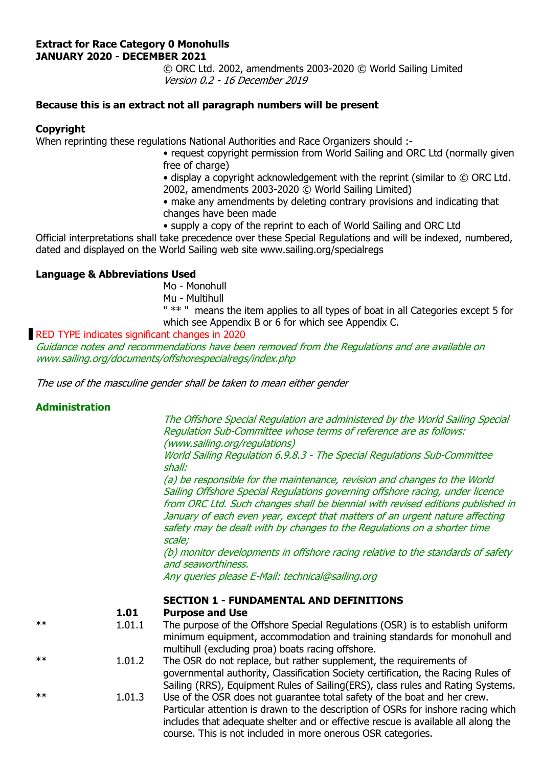**Extract for Race Category 0 Monohulls**
**JANUARY 2020 - DECEMBER 2021**

© ORC Ltd. 2002, amendments 2003-2020 © World Sailing Limited
*Version 0.2 - 16 December 2019*

**Because this is an extract not all paragraph numbers will be present**

**Copyright**

When reprinting these regulations National Authorities and Race Organizers should :-

- request copyright permission from World Sailing and ORC Ltd (normally given free of charge)
- display a copyright acknowledgement with the reprint (similar to © ORC Ltd. 2002, amendments 2003-2020 © World Sailing Limited)
- make any amendments by deleting contrary provisions and indicating that changes have been made
- supply a copy of the reprint to each of World Sailing and ORC Ltd

Official interpretations shall take precedence over these Special Regulations and will be indexed, numbered, dated and displayed on the World Sailing web site www.sailing.org/specialregs

**Language & Abbreviations Used**

Mo - Monohull
Mu - Multihull
" ** " means the item applies to all types of boat in all Categories except 5 for which see Appendix B or 6 for which see Appendix C.

RED TYPE indicates significant changes in 2020

*Guidance notes and recommendations have been removed from the Regulations and are available on www.sailing.org/documents/offshorespecialregs/index.php*

*The use of the masculine gender shall be taken to mean either gender*

**Administration**

*The Offshore Special Regulation are administered by the World Sailing Special Regulation Sub-Committee whose terms of reference are as follows: (www.sailing.org/regulations)*
*World Sailing Regulation 6.9.8.3 - The Special Regulations Sub-Committee shall:*
*(a) be responsible for the maintenance, revision and changes to the World Sailing Offshore Special Regulations governing offshore racing, under licence from ORC Ltd. Such changes shall be biennial with revised editions published in January of each even year, except that matters of an urgent nature affecting safety may be dealt with by changes to the Regulations on a shorter time scale;*
*(b) monitor developments in offshore racing relative to the standards of safety and seaworthiness.*
*Any queries please E-Mail: technical@sailing.org*

**SECTION 1 - FUNDAMENTAL AND DEFINITIONS**

**1.01 Purpose and Use**

| | | |
|---|---|---|
| ** | 1.01.1 | The purpose of the Offshore Special Regulations (OSR) is to establish uniform minimum equipment, accommodation and training standards for monohull and multihull (excluding proa) boats racing offshore. |
| ** | 1.01.2 | The OSR do not replace, but rather supplement, the requirements of governmental authority, Classification Society certification, the Racing Rules of Sailing (RRS), Equipment Rules of Sailing(ERS), class rules and Rating Systems. |
| ** | 1.01.3 | Use of the OSR does not guarantee total safety of the boat and her crew. Particular attention is drawn to the description of OSRs for inshore racing which includes that adequate shelter and or effective rescue is available all along the course. This is not included in more onerous OSR categories. |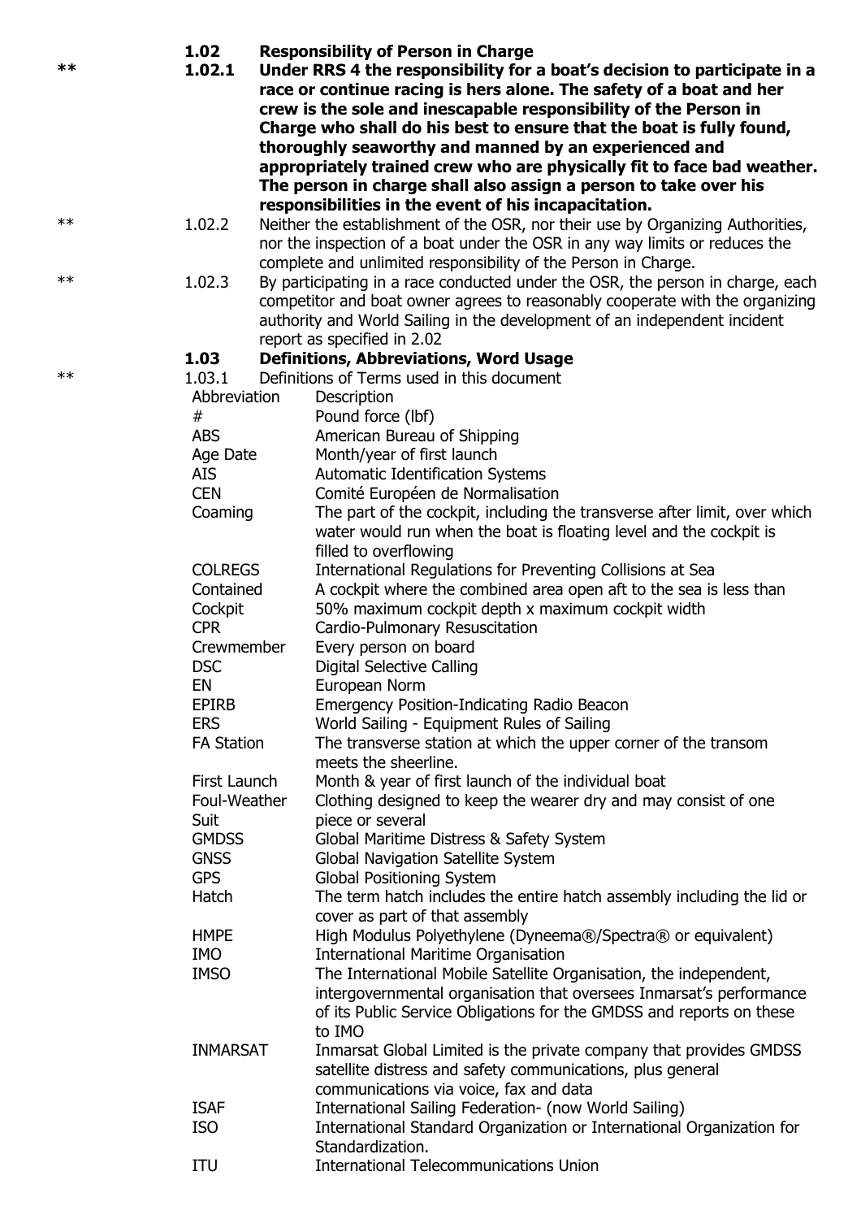### 1.02 Responsibility of Person in Charge

** **1.02.1 Under RRS 4 the responsibility for a boat's decision to participate in a race or continue racing is hers alone. The safety of a boat and her crew is the sole and inescapable responsibility of the Person in Charge who shall do his best to ensure that the boat is fully found, thoroughly seaworthy and manned by an experienced and appropriately trained crew who are physically fit to face bad weather. The person in charge shall also assign a person to take over his responsibilities in the event of his incapacitation.**

** 1.02.2 Neither the establishment of the OSR, nor their use by Organizing Authorities, nor the inspection of a boat under the OSR in any way limits or reduces the complete and unlimited responsibility of the Person in Charge.

** 1.02.3 By participating in a race conducted under the OSR, the person in charge, each competitor and boat owner agrees to reasonably cooperate with the organizing authority and World Sailing in the development of an independent incident report as specified in 2.02

### 1.03 Definitions, Abbreviations, Word Usage

** 1.03.1 Definitions of Terms used in this document

| Abbreviation | Description |
|---|---|
| # | Pound force (lbf) |
| ABS | American Bureau of Shipping |
| Age Date | Month/year of first launch |
| AIS | Automatic Identification Systems |
| CEN | Comité Européen de Normalisation |
| Coaming | The part of the cockpit, including the transverse after limit, over which water would run when the boat is floating level and the cockpit is filled to overflowing |
| COLREGS | International Regulations for Preventing Collisions at Sea |
| Contained Cockpit | A cockpit where the combined area open aft to the sea is less than 50% maximum cockpit depth x maximum cockpit width |
| CPR | Cardio-Pulmonary Resuscitation |
| Crewmember | Every person on board |
| DSC | Digital Selective Calling |
| EN | European Norm |
| EPIRB | Emergency Position-Indicating Radio Beacon |
| ERS | World Sailing - Equipment Rules of Sailing |
| FA Station | The transverse station at which the upper corner of the transom meets the sheerline. |
| First Launch | Month & year of first launch of the individual boat |
| Foul-Weather Suit | Clothing designed to keep the wearer dry and may consist of one piece or several |
| GMDSS | Global Maritime Distress & Safety System |
| GNSS | Global Navigation Satellite System |
| GPS | Global Positioning System |
| Hatch | The term hatch includes the entire hatch assembly including the lid or cover as part of that assembly |
| HMPE | High Modulus Polyethylene (Dyneema®/Spectra® or equivalent) |
| IMO | International Maritime Organisation |
| IMSO | The International Mobile Satellite Organisation, the independent, intergovernmental organisation that oversees Inmarsat's performance of its Public Service Obligations for the GMDSS and reports on these to IMO |
| INMARSAT | Inmarsat Global Limited is the private company that provides GMDSS satellite distress and safety communications, plus general communications via voice, fax and data |
| ISAF | International Sailing Federation- (now World Sailing) |
| ISO | International Standard Organization or International Organization for Standardization. |
| ITU | International Telecommunications Union |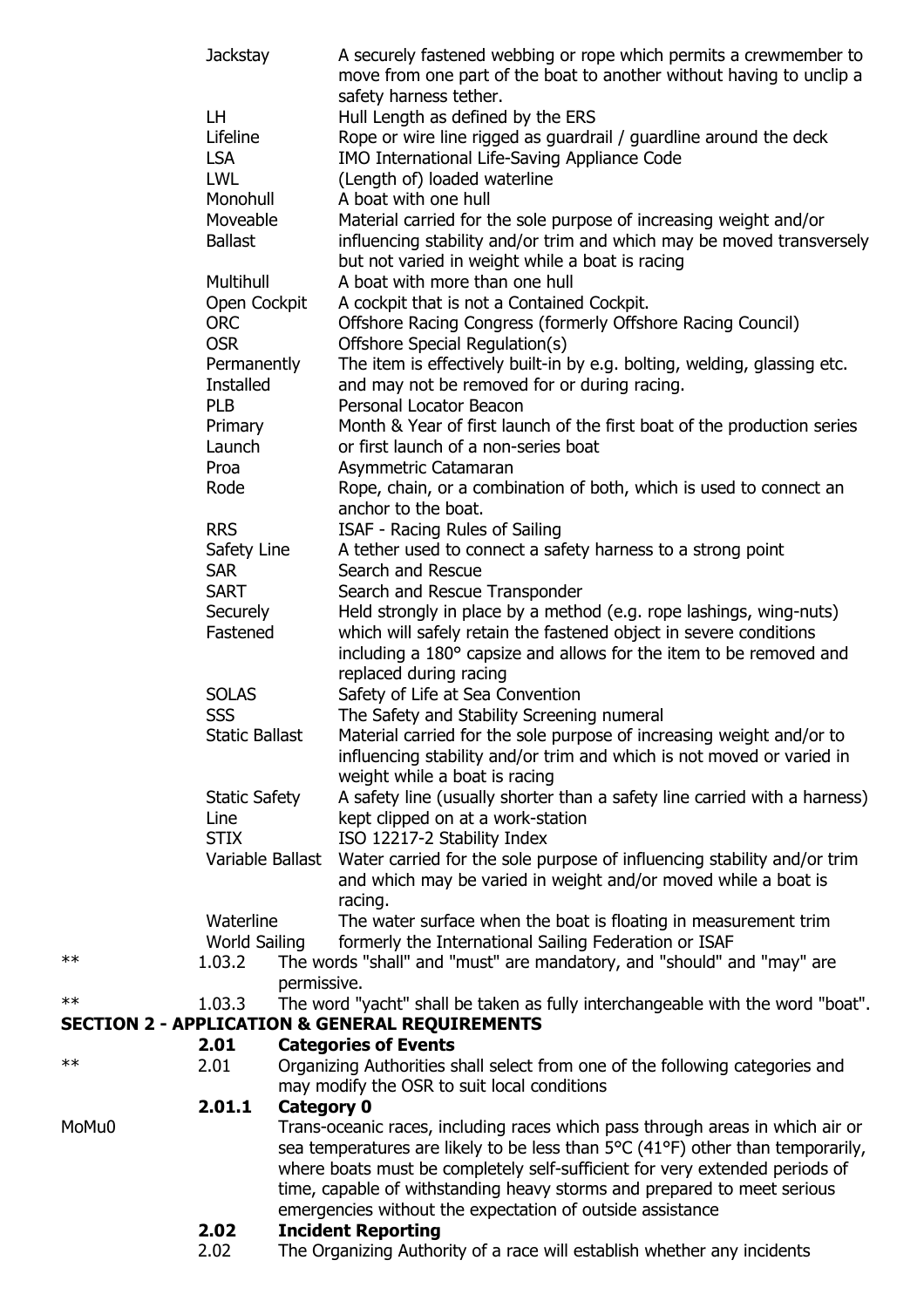| Term | Definition |
| --- | --- |
| Jackstay | A securely fastened webbing or rope which permits a crewmember to move from one part of the boat to another without having to unclip a safety harness tether. |
| LH | Hull Length as defined by the ERS |
| Lifeline | Rope or wire line rigged as guardrail / guardline around the deck |
| LSA | IMO International Life-Saving Appliance Code |
| LWL | (Length of) loaded waterline |
| Monohull | A boat with one hull |
| Moveable Ballast | Material carried for the sole purpose of increasing weight and/or influencing stability and/or trim and which may be moved transversely but not varied in weight while a boat is racing |
| Multihull | A boat with more than one hull |
| Open Cockpit | A cockpit that is not a Contained Cockpit. |
| ORC | Offshore Racing Congress (formerly Offshore Racing Council) |
| OSR | Offshore Special Regulation(s) |
| Permanently Installed | The item is effectively built-in by e.g. bolting, welding, glassing etc. and may not be removed for or during racing. |
| PLB | Personal Locator Beacon |
| Primary Launch | Month & Year of first launch of the first boat of the production series or first launch of a non-series boat |
| Proa | Asymmetric Catamaran |
| Rode | Rope, chain, or a combination of both, which is used to connect an anchor to the boat. |
| RRS | ISAF - Racing Rules of Sailing |
| Safety Line | A tether used to connect a safety harness to a strong point |
| SAR | Search and Rescue |
| SART | Search and Rescue Transponder |
| Securely Fastened | Held strongly in place by a method (e.g. rope lashings, wing-nuts) which will safely retain the fastened object in severe conditions including a 180° capsize and allows for the item to be removed and replaced during racing |
| SOLAS | Safety of Life at Sea Convention |
| SSS | The Safety and Stability Screening numeral |
| Static Ballast | Material carried for the sole purpose of increasing weight and/or to influencing stability and/or trim and which is not moved or varied in weight while a boat is racing |
| Static Safety Line | A safety line (usually shorter than a safety line carried with a harness) kept clipped on at a work-station |
| STIX | ISO 12217-2 Stability Index |
| Variable Ballast | Water carried for the sole purpose of influencing stability and/or trim and which may be varied in weight and/or moved while a boat is racing. |
| Waterline | The water surface when the boat is floating in measurement trim |
| World Sailing | formerly the International Sailing Federation or ISAF |

\*\* 1.03.2 The words "shall" and "must" are mandatory, and "should" and "may" are permissive.

\*\* 1.03.3 The word "yacht" shall be taken as fully interchangeable with the word "boat".

## SECTION 2 - APPLICATION & GENERAL REQUIREMENTS

### 2.01 Categories of Events

\*\* 2.01 Organizing Authorities shall select from one of the following categories and may modify the OSR to suit local conditions

#### 2.01.1 Category 0

MoMu0 Trans-oceanic races, including races which pass through areas in which air or sea temperatures are likely to be less than 5°C (41°F) other than temporarily, where boats must be completely self-sufficient for very extended periods of time, capable of withstanding heavy storms and prepared to meet serious emergencies without the expectation of outside assistance

### 2.02 Incident Reporting

2.02 The Organizing Authority of a race will establish whether any incidents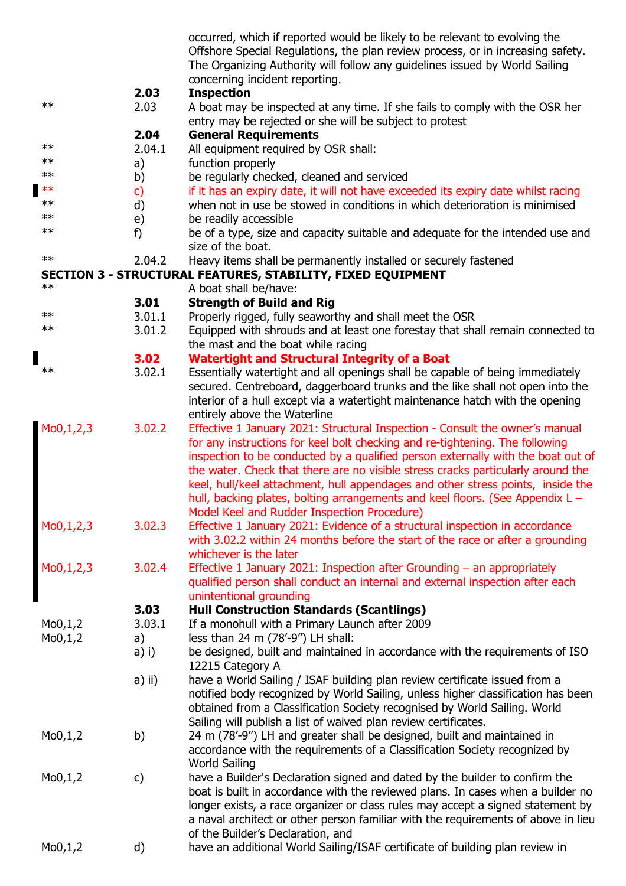| | | occurred, which if reported would be likely to be relevant to evolving the Offshore Special Regulations, the plan review process, or in increasing safety. The Organizing Authority will follow any guidelines issued by World Sailing concerning incident reporting. |
|---|---|---|
| | **2.03** | **Inspection** |
| ** | 2.03 | A boat may be inspected at any time. If she fails to comply with the OSR her entry may be rejected or she will be subject to protest |
| | **2.04** | **General Requirements** |
| ** | 2.04.1 | All equipment required by OSR shall: |
| ** | a) | function properly |
| ** | b) | be regularly checked, cleaned and serviced |
| ** | c) | if it has an expiry date, it will not have exceeded its expiry date whilst racing |
| ** | d) | when not in use be stowed in conditions in which deterioration is minimised |
| ** | e) | be readily accessible |
| ** | f) | be of a type, size and capacity suitable and adequate for the intended use and size of the boat. |
| ** | 2.04.2 | Heavy items shall be permanently installed or securely fastened |

## SECTION 3 - STRUCTURAL FEATURES, STABILITY, FIXED EQUIPMENT

| | | |
|---|---|---|
| ** | | A boat shall be/have: |
| | **3.01** | **Strength of Build and Rig** |
| ** | 3.01.1 | Properly rigged, fully seaworthy and shall meet the OSR |
| ** | 3.01.2 | Equipped with shrouds and at least one forestay that shall remain connected to the mast and the boat while racing |
| | **3.02** | **Watertight and Structural Integrity of a Boat** |
| ** | 3.02.1 | Essentially watertight and all openings shall be capable of being immediately secured. Centreboard, daggerboard trunks and the like shall not open into the interior of a hull except via a watertight maintenance hatch with the opening entirely above the Waterline |
| Mo0,1,2,3 | 3.02.2 | Effective 1 January 2021: Structural Inspection - Consult the owner's manual for any instructions for keel bolt checking and re-tightening. The following inspection to be conducted by a qualified person externally with the boat out of the water. Check that there are no visible stress cracks particularly around the keel, hull/keel attachment, hull appendages and other stress points, inside the hull, backing plates, bolting arrangements and keel floors. (See Appendix L – Model Keel and Rudder Inspection Procedure) |
| Mo0,1,2,3 | 3.02.3 | Effective 1 January 2021: Evidence of a structural inspection in accordance with 3.02.2 within 24 months before the start of the race or after a grounding whichever is the later |
| Mo0,1,2,3 | 3.02.4 | Effective 1 January 2021: Inspection after Grounding – an appropriately qualified person shall conduct an internal and external inspection after each unintentional grounding |
| | **3.03** | **Hull Construction Standards (Scantlings)** |
| Mo0,1,2 | 3.03.1 | If a monohull with a Primary Launch after 2009 |
| Mo0,1,2 | a) | less than 24 m (78'-9") LH shall: |
| | a) i) | be designed, built and maintained in accordance with the requirements of ISO 12215 Category A |
| | a) ii) | have a World Sailing / ISAF building plan review certificate issued from a notified body recognized by World Sailing, unless higher classification has been obtained from a Classification Society recognised by World Sailing. World Sailing will publish a list of waived plan review certificates. |
| Mo0,1,2 | b) | 24 m (78'-9") LH and greater shall be designed, built and maintained in accordance with the requirements of a Classification Society recognized by World Sailing |
| Mo0,1,2 | c) | have a Builder's Declaration signed and dated by the builder to confirm the boat is built in accordance with the reviewed plans. In cases when a builder no longer exists, a race organizer or class rules may accept a signed statement by a naval architect or other person familiar with the requirements of above in lieu of the Builder's Declaration, and |
| Mo0,1,2 | d) | have an additional World Sailing/ISAF certificate of building plan review in |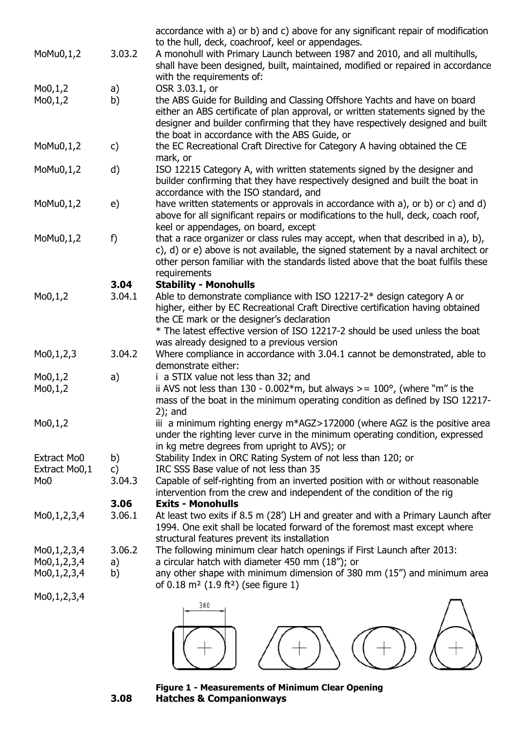| | | |
|---|---|---|
| | | accordance with a) or b) and c) above for any significant repair of modification to the hull, deck, coachroof, keel or appendages. |
| MoMu0,1,2 | 3.03.2 | A monohull with Primary Launch between 1987 and 2010, and all multihulls, shall have been designed, built, maintained, modified or repaired in accordance with the requirements of: |
| Mo0,1,2 | a) | OSR 3.03.1, or |
| Mo0,1,2 | b) | the ABS Guide for Building and Classing Offshore Yachts and have on board either an ABS certificate of plan approval, or written statements signed by the designer and builder confirming that they have respectively designed and built the boat in accordance with the ABS Guide, or |
| MoMu0,1,2 | c) | the EC Recreational Craft Directive for Category A having obtained the CE mark, or |
| MoMu0,1,2 | d) | ISO 12215 Category A, with written statements signed by the designer and builder confirming that they have respectively designed and built the boat in accordance with the ISO standard, and |
| MoMu0,1,2 | e) | have written statements or approvals in accordance with a), or b) or c) and d) above for all significant repairs or modifications to the hull, deck, coach roof, keel or appendages, on board, except |
| MoMu0,1,2 | f) | that a race organizer or class rules may accept, when that described in a), b), c), d) or e) above is not available, the signed statement by a naval architect or other person familiar with the standards listed above that the boat fulfils these requirements |
| | **3.04** | **Stability - Monohulls** |
| Mo0,1,2 | 3.04.1 | Able to demonstrate compliance with ISO 12217-2* design category A or higher, either by EC Recreational Craft Directive certification having obtained the CE mark or the designer's declaration<br>* The latest effective version of ISO 12217-2 should be used unless the boat was already designed to a previous version |
| Mo0,1,2,3 | 3.04.2 | Where compliance in accordance with 3.04.1 cannot be demonstrated, able to demonstrate either: |
| Mo0,1,2 | a) | i a STIX value not less than 32; and |
| Mo0,1,2 | | ii AVS not less than 130 - 0.002*m, but always >= 100°, (where "m" is the mass of the boat in the minimum operating condition as defined by ISO 12217-2); and |
| Mo0,1,2 | | iii a minimum righting energy m*AGZ>172000 (where AGZ is the positive area under the righting lever curve in the minimum operating condition, expressed in kg metre degrees from upright to AVS); or |
| Extract Mo0 | b) | Stability Index in ORC Rating System of not less than 120; or |
| Extract Mo0,1 | c) | IRC SSS Base value of not less than 35 |
| Mo0 | 3.04.3 | Capable of self-righting from an inverted position with or without reasonable intervention from the crew and independent of the condition of the rig |
| | **3.06** | **Exits - Monohulls** |
| Mo0,1,2,3,4 | 3.06.1 | At least two exits if 8.5 m (28') LH and greater and with a Primary Launch after 1994. One exit shall be located forward of the foremost mast except where structural features prevent its installation |
| Mo0,1,2,3,4 | 3.06.2 | The following minimum clear hatch openings if First Launch after 2013: |
| Mo0,1,2,3,4 | a) | a circular hatch with diameter 450 mm (18"); or |
| Mo0,1,2,3,4 | b) | any other shape with minimum dimension of 380 mm (15") and minimum area of 0.18 m² (1.9 ft²) (see figure 1) |
| Mo0,1,2,3,4 | | |

**Figure 1 - Measurements of Minimum Clear Opening**

| | | |
|---|---|---|
| | **3.08** | **Hatches & Companionways** |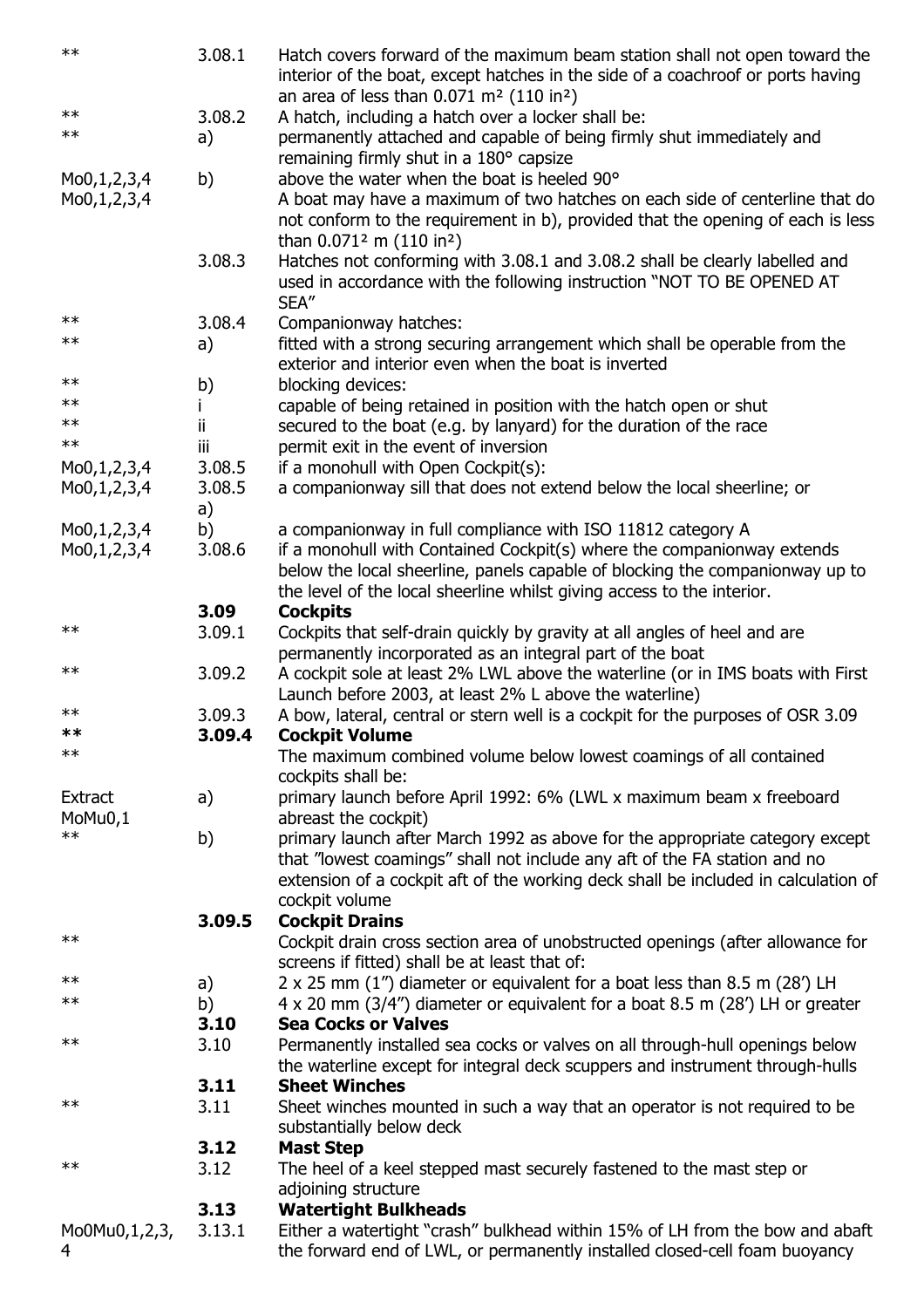| | | |
|---|---|---|
| ** | 3.08.1 | Hatch covers forward of the maximum beam station shall not open toward the interior of the boat, except hatches in the side of a coachroof or ports having an area of less than 0.071 m² (110 in²) |
| ** | 3.08.2 | A hatch, including a hatch over a locker shall be: |
| ** | a) | permanently attached and capable of being firmly shut immediately and remaining firmly shut in a 180° capsize |
| Mo0,1,2,3,4 | b) | above the water when the boat is heeled 90° |
| Mo0,1,2,3,4 | | A boat may have a maximum of two hatches on each side of centerline that do not conform to the requirement in b), provided that the opening of each is less than 0.071² m (110 in²) |
| | 3.08.3 | Hatches not conforming with 3.08.1 and 3.08.2 shall be clearly labelled and used in accordance with the following instruction "NOT TO BE OPENED AT SEA" |
| ** | 3.08.4 | Companionway hatches: |
| ** | a) | fitted with a strong securing arrangement which shall be operable from the exterior and interior even when the boat is inverted |
| ** | b) | blocking devices: |
| ** | i | capable of being retained in position with the hatch open or shut |
| ** | ii | secured to the boat (e.g. by lanyard) for the duration of the race |
| ** | iii | permit exit in the event of inversion |
| Mo0,1,2,3,4 | 3.08.5 | if a monohull with Open Cockpit(s): |
| Mo0,1,2,3,4 | 3.08.5 a) | a companionway sill that does not extend below the local sheerline; or |
| Mo0,1,2,3,4 | b) | a companionway in full compliance with ISO 11812 category A |
| Mo0,1,2,3,4 | 3.08.6 | if a monohull with Contained Cockpit(s) where the companionway extends below the local sheerline, panels capable of blocking the companionway up to the level of the local sheerline whilst giving access to the interior. |
| | **3.09** | **Cockpits** |
| ** | 3.09.1 | Cockpits that self-drain quickly by gravity at all angles of heel and are permanently incorporated as an integral part of the boat |
| ** | 3.09.2 | A cockpit sole at least 2% LWL above the waterline (or in IMS boats with First Launch before 2003, at least 2% L above the waterline) |
| ** | 3.09.3 | A bow, lateral, central or stern well is a cockpit for the purposes of OSR 3.09 |
| ** | **3.09.4** | **Cockpit Volume** |
| ** | | The maximum combined volume below lowest coamings of all contained cockpits shall be: |
| Extract MoMu0,1 | a) | primary launch before April 1992: 6% (LWL x maximum beam x freeboard abreast the cockpit) |
| ** | b) | primary launch after March 1992 as above for the appropriate category except that "lowest coamings" shall not include any aft of the FA station and no extension of a cockpit aft of the working deck shall be included in calculation of cockpit volume |
| | **3.09.5** | **Cockpit Drains** |
| ** | | Cockpit drain cross section area of unobstructed openings (after allowance for screens if fitted) shall be at least that of: |
| ** | a) | 2 x 25 mm (1") diameter or equivalent for a boat less than 8.5 m (28') LH |
| ** | b) | 4 x 20 mm (3/4") diameter or equivalent for a boat 8.5 m (28') LH or greater |
| | **3.10** | **Sea Cocks or Valves** |
| ** | 3.10 | Permanently installed sea cocks or valves on all through-hull openings below the waterline except for integral deck scuppers and instrument through-hulls |
| | **3.11** | **Sheet Winches** |
| ** | 3.11 | Sheet winches mounted in such a way that an operator is not required to be substantially below deck |
| | **3.12** | **Mast Step** |
| ** | 3.12 | The heel of a keel stepped mast securely fastened to the mast step or adjoining structure |
| | **3.13** | **Watertight Bulkheads** |
| Mo0Mu0,1,2,3,4 | 3.13.1 | Either a watertight "crash" bulkhead within 15% of LH from the bow and abaft the forward end of LWL, or permanently installed closed-cell foam buoyancy |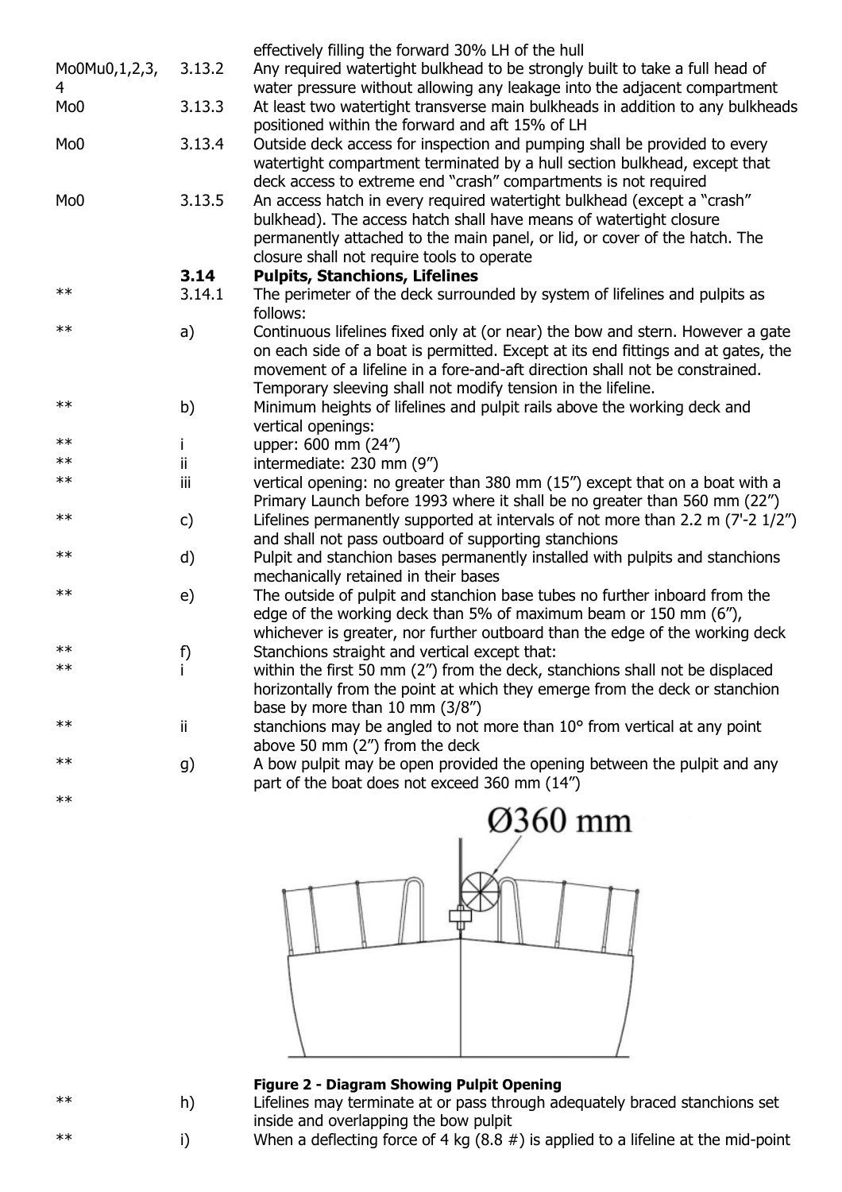| | | effectively filling the forward 30% LH of the hull |
|---|---|---|
| Mo0Mu0,1,2,3,4 | 3.13.2 | Any required watertight bulkhead to be strongly built to take a full head of water pressure without allowing any leakage into the adjacent compartment |
| Mo0 | 3.13.3 | At least two watertight transverse main bulkheads in addition to any bulkheads positioned within the forward and aft 15% of LH |
| Mo0 | 3.13.4 | Outside deck access for inspection and pumping shall be provided to every watertight compartment terminated by a hull section bulkhead, except that deck access to extreme end "crash" compartments is not required |
| Mo0 | 3.13.5 | An access hatch in every required watertight bulkhead (except a "crash" bulkhead). The access hatch shall have means of watertight closure permanently attached to the main panel, or lid, or cover of the hatch. The closure shall not require tools to operate |
| | **3.14** | **Pulpits, Stanchions, Lifelines** |
| ** | 3.14.1 | The perimeter of the deck surrounded by system of lifelines and pulpits as follows: |
| ** | a) | Continuous lifelines fixed only at (or near) the bow and stern. However a gate on each side of a boat is permitted. Except at its end fittings and at gates, the movement of a lifeline in a fore-and-aft direction shall not be constrained. Temporary sleeving shall not modify tension in the lifeline. |
| ** | b) | Minimum heights of lifelines and pulpit rails above the working deck and vertical openings: |
| ** | i | upper: 600 mm (24") |
| ** | ii | intermediate: 230 mm (9") |
| ** | iii | vertical opening: no greater than 380 mm (15") except that on a boat with a Primary Launch before 1993 where it shall be no greater than 560 mm (22") |
| ** | c) | Lifelines permanently supported at intervals of not more than 2.2 m (7'-2 1/2") and shall not pass outboard of supporting stanchions |
| ** | d) | Pulpit and stanchion bases permanently installed with pulpits and stanchions mechanically retained in their bases |
| ** | e) | The outside of pulpit and stanchion base tubes no further inboard from the edge of the working deck than 5% of maximum beam or 150 mm (6"), whichever is greater, nor further outboard than the edge of the working deck |
| ** | f) | Stanchions straight and vertical except that: |
| ** | i | within the first 50 mm (2") from the deck, stanchions shall not be displaced horizontally from the point at which they emerge from the deck or stanchion base by more than 10 mm (3/8") |
| ** | ii | stanchions may be angled to not more than 10° from vertical at any point above 50 mm (2") from the deck |
| ** | g) | A bow pulpit may be open provided the opening between the pulpit and any part of the boat does not exceed 360 mm (14") |
| ** | | |

Ø360 mm

**Figure 2 - Diagram Showing Pulpit Opening**

| | | |
|---|---|---|
| ** | h) | Lifelines may terminate at or pass through adequately braced stanchions set inside and overlapping the bow pulpit |
| ** | i) | When a deflecting force of 4 kg (8.8 #) is applied to a lifeline at the mid-point |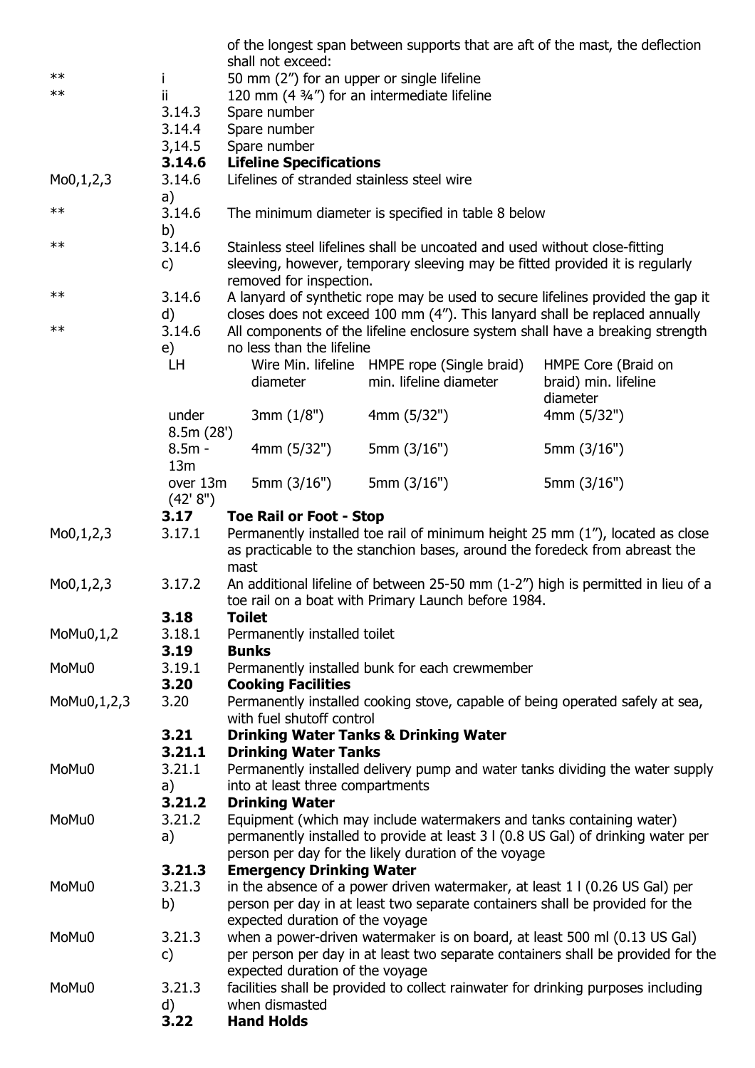| | | |
|---|---|---|
| | | of the longest span between supports that are aft of the mast, the deflection shall not exceed: |
| ** | i | 50 mm (2") for an upper or single lifeline |
| ** | ii | 120 mm (4 ¾") for an intermediate lifeline |
| | 3.14.3 | Spare number |
| | 3.14.4 | Spare number |
| | 3,14.5 | Spare number |
| | **3.14.6** | **Lifeline Specifications** |
| Mo0,1,2,3 | 3.14.6 a) | Lifelines of stranded stainless steel wire |
| ** | 3.14.6 b) | The minimum diameter is specified in table 8 below |
| ** | 3.14.6 c) | Stainless steel lifelines shall be uncoated and used without close-fitting sleeving, however, temporary sleeving may be fitted provided it is regularly removed for inspection. |
| ** | 3.14.6 d) | A lanyard of synthetic rope may be used to secure lifelines provided the gap it closes does not exceed 100 mm (4"). This lanyard shall be replaced annually |
| ** | 3.14.6 e) | All components of the lifeline enclosure system shall have a breaking strength no less than the lifeline |

| LH | Wire Min. lifeline diameter | HMPE rope (Single braid) min. lifeline diameter | HMPE Core (Braid on braid) min. lifeline diameter |
|---|---|---|---|
| under 8.5m (28') | 3mm (1/8") | 4mm (5/32") | 4mm (5/32") |
| 8.5m - 13m | 4mm (5/32") | 5mm (3/16") | 5mm (3/16") |
| over 13m (42' 8") | 5mm (3/16") | 5mm (3/16") | 5mm (3/16") |

| | | |
|---|---|---|
| | **3.17** | **Toe Rail or Foot - Stop** |
| Mo0,1,2,3 | 3.17.1 | Permanently installed toe rail of minimum height 25 mm (1"), located as close as practicable to the stanchion bases, around the foredeck from abreast the mast |
| Mo0,1,2,3 | 3.17.2 | An additional lifeline of between 25-50 mm (1-2") high is permitted in lieu of a toe rail on a boat with Primary Launch before 1984. |
| | **3.18** | **Toilet** |
| MoMu0,1,2 | 3.18.1 | Permanently installed toilet |
| | **3.19** | **Bunks** |
| MoMu0 | 3.19.1 | Permanently installed bunk for each crewmember |
| | **3.20** | **Cooking Facilities** |
| MoMu0,1,2,3 | 3.20 | Permanently installed cooking stove, capable of being operated safely at sea, with fuel shutoff control |
| | **3.21** | **Drinking Water Tanks & Drinking Water** |
| | **3.21.1** | **Drinking Water Tanks** |
| MoMu0 | 3.21.1 a) | Permanently installed delivery pump and water tanks dividing the water supply into at least three compartments |
| | **3.21.2** | **Drinking Water** |
| MoMu0 | 3.21.2 a) | Equipment (which may include watermakers and tanks containing water) permanently installed to provide at least 3 l (0.8 US Gal) of drinking water per person per day for the likely duration of the voyage |
| | **3.21.3** | **Emergency Drinking Water** |
| MoMu0 | 3.21.3 b) | in the absence of a power driven watermaker, at least 1 l (0.26 US Gal) per person per day in at least two separate containers shall be provided for the expected duration of the voyage |
| MoMu0 | 3.21.3 c) | when a power-driven watermaker is on board, at least 500 ml (0.13 US Gal) per person per day in at least two separate containers shall be provided for the expected duration of the voyage |
| MoMu0 | 3.21.3 d) | facilities shall be provided to collect rainwater for drinking purposes including when dismasted |
| | **3.22** | **Hand Holds** |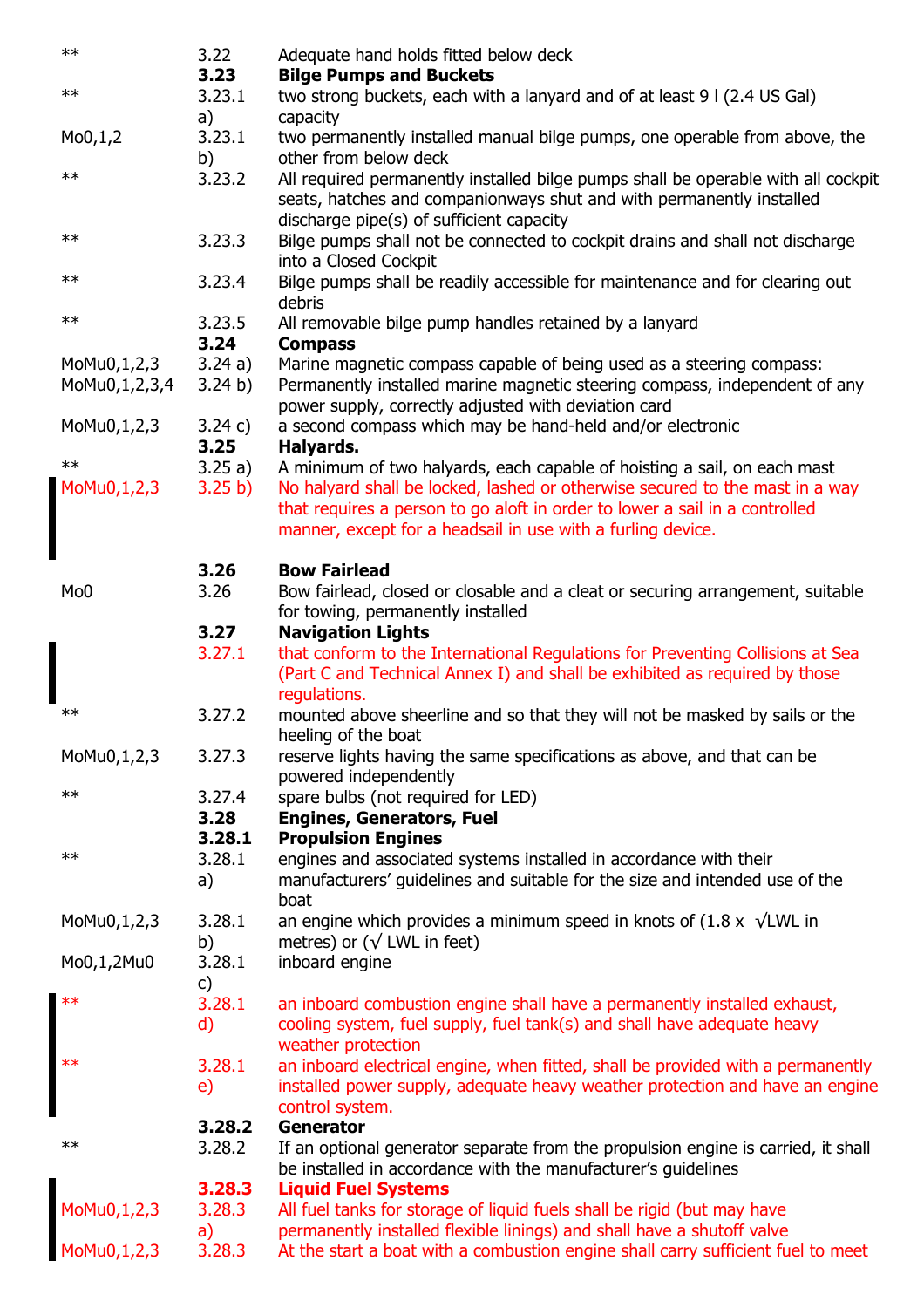| | | |
|---|---|---|
| ** | 3.22 | Adequate hand holds fitted below deck |
| | **3.23** | **Bilge Pumps and Buckets** |
| ** | 3.23.1 a) | two strong buckets, each with a lanyard and of at least 9 l (2.4 US Gal) capacity |
| Mo0,1,2 | 3.23.1 b) | two permanently installed manual bilge pumps, one operable from above, the other from below deck |
| ** | 3.23.2 | All required permanently installed bilge pumps shall be operable with all cockpit seats, hatches and companionways shut and with permanently installed discharge pipe(s) of sufficient capacity |
| ** | 3.23.3 | Bilge pumps shall not be connected to cockpit drains and shall not discharge into a Closed Cockpit |
| ** | 3.23.4 | Bilge pumps shall be readily accessible for maintenance and for clearing out debris |
| ** | 3.23.5 | All removable bilge pump handles retained by a lanyard |
| | **3.24** | **Compass** |
| MoMu0,1,2,3 | 3.24 a) | Marine magnetic compass capable of being used as a steering compass: |
| MoMu0,1,2,3,4 | 3.24 b) | Permanently installed marine magnetic steering compass, independent of any power supply, correctly adjusted with deviation card |
| MoMu0,1,2,3 | 3.24 c) | a second compass which may be hand-held and/or electronic |
| | **3.25** | **Halyards.** |
| ** | 3.25 a) | A minimum of two halyards, each capable of hoisting a sail, on each mast |
| MoMu0,1,2,3 | 3.25 b) | No halyard shall be locked, lashed or otherwise secured to the mast in a way that requires a person to go aloft in order to lower a sail in a controlled manner, except for a headsail in use with a furling device. |
| | **3.26** | **Bow Fairlead** |
| Mo0 | 3.26 | Bow fairlead, closed or closable and a cleat or securing arrangement, suitable for towing, permanently installed |
| | **3.27** | **Navigation Lights** |
| | 3.27.1 | that conform to the International Regulations for Preventing Collisions at Sea (Part C and Technical Annex I) and shall be exhibited as required by those regulations. |
| ** | 3.27.2 | mounted above sheerline and so that they will not be masked by sails or the heeling of the boat |
| MoMu0,1,2,3 | 3.27.3 | reserve lights having the same specifications as above, and that can be powered independently |
| ** | 3.27.4 | spare bulbs (not required for LED) |
| | **3.28** | **Engines, Generators, Fuel** |
| | **3.28.1** | **Propulsion Engines** |
| ** | 3.28.1 a) | engines and associated systems installed in accordance with their manufacturers' guidelines and suitable for the size and intended use of the boat |
| MoMu0,1,2,3 | 3.28.1 b) | an engine which provides a minimum speed in knots of (1.8 x $\sqrt{}$LWL in metres) or ($\sqrt{}$ LWL in feet) |
| Mo0,1,2Mu0 | 3.28.1 c) | inboard engine |
| ** | 3.28.1 d) | an inboard combustion engine shall have a permanently installed exhaust, cooling system, fuel supply, fuel tank(s) and shall have adequate heavy weather protection |
| ** | 3.28.1 e) | an inboard electrical engine, when fitted, shall be provided with a permanently installed power supply, adequate heavy weather protection and have an engine control system. |
| | **3.28.2** | **Generator** |
| ** | 3.28.2 | If an optional generator separate from the propulsion engine is carried, it shall be installed in accordance with the manufacturer's guidelines |
| | **3.28.3** | **Liquid Fuel Systems** |
| MoMu0,1,2,3 | 3.28.3 a) | All fuel tanks for storage of liquid fuels shall be rigid (but may have permanently installed flexible linings) and shall have a shutoff valve |
| MoMu0,1,2,3 | 3.28.3 | At the start a boat with a combustion engine shall carry sufficient fuel to meet |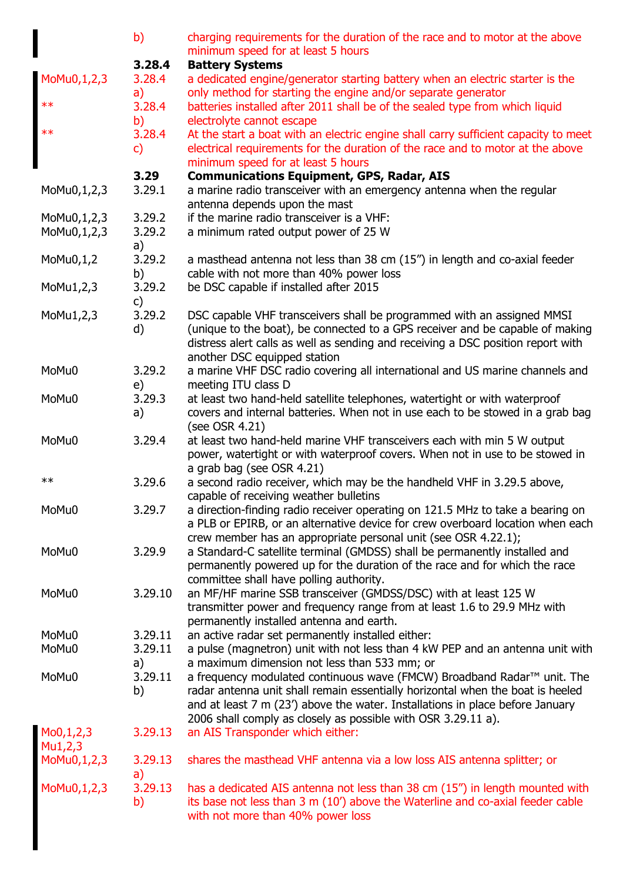| | | |
|---|---|---|
| | b) | charging requirements for the duration of the race and to motor at the above minimum speed for at least 5 hours |
| | **3.28.4** | **Battery Systems** |
| MoMu0,1,2,3 | 3.28.4 a) | a dedicated engine/generator starting battery when an electric starter is the only method for starting the engine and/or separate generator |
| ** | 3.28.4 b) | batteries installed after 2011 shall be of the sealed type from which liquid electrolyte cannot escape |
| ** | 3.28.4 c) | At the start a boat with an electric engine shall carry sufficient capacity to meet electrical requirements for the duration of the race and to motor at the above minimum speed for at least 5 hours |
| | **3.29** | **Communications Equipment, GPS, Radar, AIS** |
| MoMu0,1,2,3 | 3.29.1 | a marine radio transceiver with an emergency antenna when the regular antenna depends upon the mast |
| MoMu0,1,2,3 | 3.29.2 | if the marine radio transceiver is a VHF: |
| MoMu0,1,2,3 | 3.29.2 a) | a minimum rated output power of 25 W |
| MoMu0,1,2 | 3.29.2 b) | a masthead antenna not less than 38 cm (15”) in length and co-axial feeder cable with not more than 40% power loss |
| MoMu1,2,3 | 3.29.2 c) | be DSC capable if installed after 2015 |
| MoMu1,2,3 | 3.29.2 d) | DSC capable VHF transceivers shall be programmed with an assigned MMSI (unique to the boat), be connected to a GPS receiver and be capable of making distress alert calls as well as sending and receiving a DSC position report with another DSC equipped station |
| MoMu0 | 3.29.2 e) | a marine VHF DSC radio covering all international and US marine channels and meeting ITU class D |
| MoMu0 | 3.29.3 a) | at least two hand-held satellite telephones, watertight or with waterproof covers and internal batteries. When not in use each to be stowed in a grab bag (see OSR 4.21) |
| MoMu0 | 3.29.4 | at least two hand-held marine VHF transceivers each with min 5 W output power, watertight or with waterproof covers. When not in use to be stowed in a grab bag (see OSR 4.21) |
| ** | 3.29.6 | a second radio receiver, which may be the handheld VHF in 3.29.5 above, capable of receiving weather bulletins |
| MoMu0 | 3.29.7 | a direction-finding radio receiver operating on 121.5 MHz to take a bearing on a PLB or EPIRB, or an alternative device for crew overboard location when each crew member has an appropriate personal unit (see OSR 4.22.1); |
| MoMu0 | 3.29.9 | a Standard-C satellite terminal (GMDSS) shall be permanently installed and permanently powered up for the duration of the race and for which the race committee shall have polling authority. |
| MoMu0 | 3.29.10 | an MF/HF marine SSB transceiver (GMDSS/DSC) with at least 125 W transmitter power and frequency range from at least 1.6 to 29.9 MHz with permanently installed antenna and earth. |
| MoMu0 | 3.29.11 | an active radar set permanently installed either: |
| MoMu0 | 3.29.11 a) | a pulse (magnetron) unit with not less than 4 kW PEP and an antenna unit with a maximum dimension not less than 533 mm; or |
| MoMu0 | 3.29.11 b) | a frequency modulated continuous wave (FMCW) Broadband Radar™ unit. The radar antenna unit shall remain essentially horizontal when the boat is heeled and at least 7 m (23’) above the water. Installations in place before January 2006 shall comply as closely as possible with OSR 3.29.11 a). |
| Mo0,1,2,3 Mu1,2,3 | 3.29.13 | an AIS Transponder which either: |
| MoMu0,1,2,3 | 3.29.13 a) | shares the masthead VHF antenna via a low loss AIS antenna splitter; or |
| MoMu0,1,2,3 | 3.29.13 b) | has a dedicated AIS antenna not less than 38 cm (15”) in length mounted with its base not less than 3 m (10’) above the Waterline and co-axial feeder cable with not more than 40% power loss |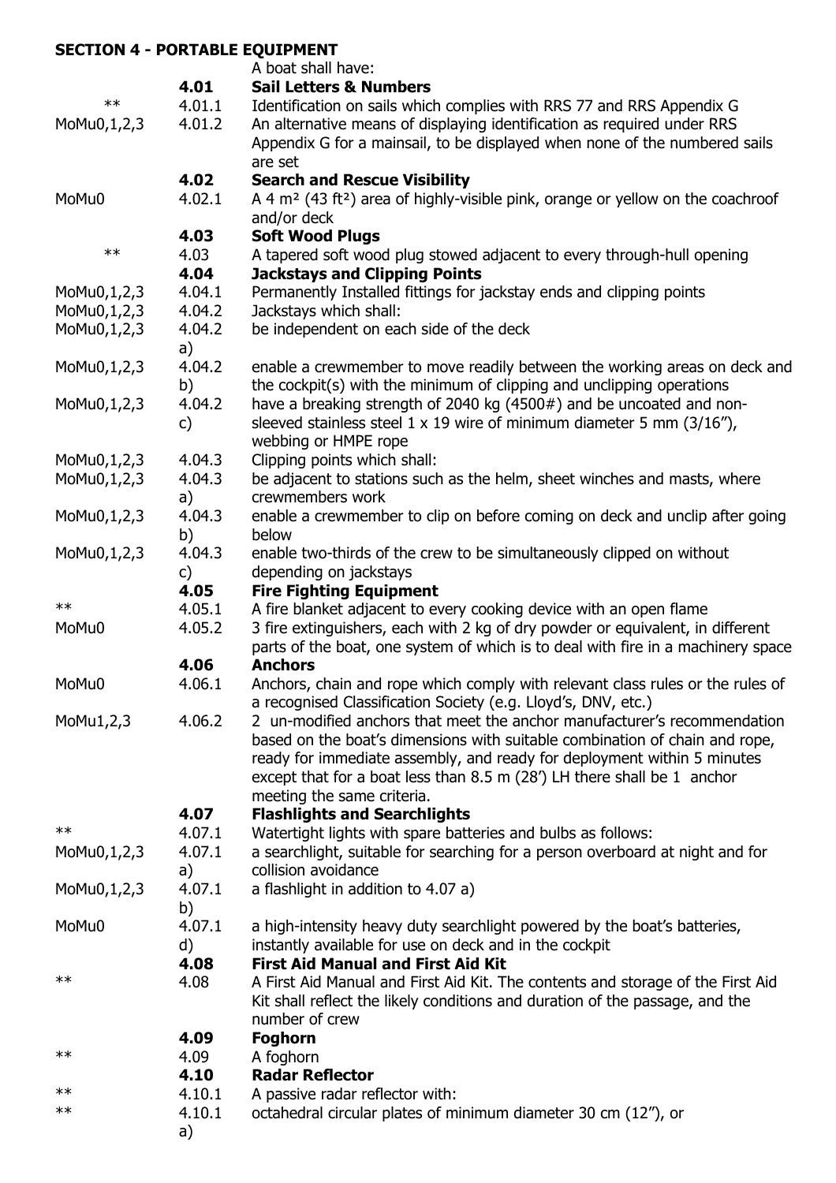## SECTION 4 - PORTABLE EQUIPMENT

| | | A boat shall have: |
|---|---|---|
| | **4.01** | **Sail Letters & Numbers** |
| ** | 4.01.1 | Identification on sails which complies with RRS 77 and RRS Appendix G |
| MoMu0,1,2,3 | 4.01.2 | An alternative means of displaying identification as required under RRS Appendix G for a mainsail, to be displayed when none of the numbered sails are set |
| | **4.02** | **Search and Rescue Visibility** |
| MoMu0 | 4.02.1 | A 4 m² (43 ft²) area of highly-visible pink, orange or yellow on the coachroof and/or deck |
| | **4.03** | **Soft Wood Plugs** |
| ** | 4.03 | A tapered soft wood plug stowed adjacent to every through-hull opening |
| | **4.04** | **Jackstays and Clipping Points** |
| MoMu0,1,2,3 | 4.04.1 | Permanently Installed fittings for jackstay ends and clipping points |
| MoMu0,1,2,3 | 4.04.2 | Jackstays which shall: |
| MoMu0,1,2,3 | 4.04.2 a) | be independent on each side of the deck |
| MoMu0,1,2,3 | 4.04.2 b) | enable a crewmember to move readily between the working areas on deck and the cockpit(s) with the minimum of clipping and unclipping operations |
| MoMu0,1,2,3 | 4.04.2 c) | have a breaking strength of 2040 kg (4500#) and be uncoated and non-sleeved stainless steel 1 x 19 wire of minimum diameter 5 mm (3/16"), webbing or HMPE rope |
| MoMu0,1,2,3 | 4.04.3 | Clipping points which shall: |
| MoMu0,1,2,3 | 4.04.3 a) | be adjacent to stations such as the helm, sheet winches and masts, where crewmembers work |
| MoMu0,1,2,3 | 4.04.3 b) | enable a crewmember to clip on before coming on deck and unclip after going below |
| MoMu0,1,2,3 | 4.04.3 c) | enable two-thirds of the crew to be simultaneously clipped on without depending on jackstays |
| | **4.05** | **Fire Fighting Equipment** |
| ** | 4.05.1 | A fire blanket adjacent to every cooking device with an open flame |
| MoMu0 | 4.05.2 | 3 fire extinguishers, each with 2 kg of dry powder or equivalent, in different parts of the boat, one system of which is to deal with fire in a machinery space |
| | **4.06** | **Anchors** |
| MoMu0 | 4.06.1 | Anchors, chain and rope which comply with relevant class rules or the rules of a recognised Classification Society (e.g. Lloyd's, DNV, etc.) |
| MoMu1,2,3 | 4.06.2 | 2 un-modified anchors that meet the anchor manufacturer's recommendation based on the boat's dimensions with suitable combination of chain and rope, ready for immediate assembly, and ready for deployment within 5 minutes except that for a boat less than 8.5 m (28') LH there shall be 1 anchor meeting the same criteria. |
| | **4.07** | **Flashlights and Searchlights** |
| ** | 4.07.1 | Watertight lights with spare batteries and bulbs as follows: |
| MoMu0,1,2,3 | 4.07.1 a) | a searchlight, suitable for searching for a person overboard at night and for collision avoidance |
| MoMu0,1,2,3 | 4.07.1 b) | a flashlight in addition to 4.07 a) |
| MoMu0 | 4.07.1 d) | a high-intensity heavy duty searchlight powered by the boat's batteries, instantly available for use on deck and in the cockpit |
| | **4.08** | **First Aid Manual and First Aid Kit** |
| ** | 4.08 | A First Aid Manual and First Aid Kit. The contents and storage of the First Aid Kit shall reflect the likely conditions and duration of the passage, and the number of crew |
| | **4.09** | **Foghorn** |
| ** | 4.09 | A foghorn |
| | **4.10** | **Radar Reflector** |
| ** | 4.10.1 | A passive radar reflector with: |
| ** | 4.10.1 a) | octahedral circular plates of minimum diameter 30 cm (12"), or |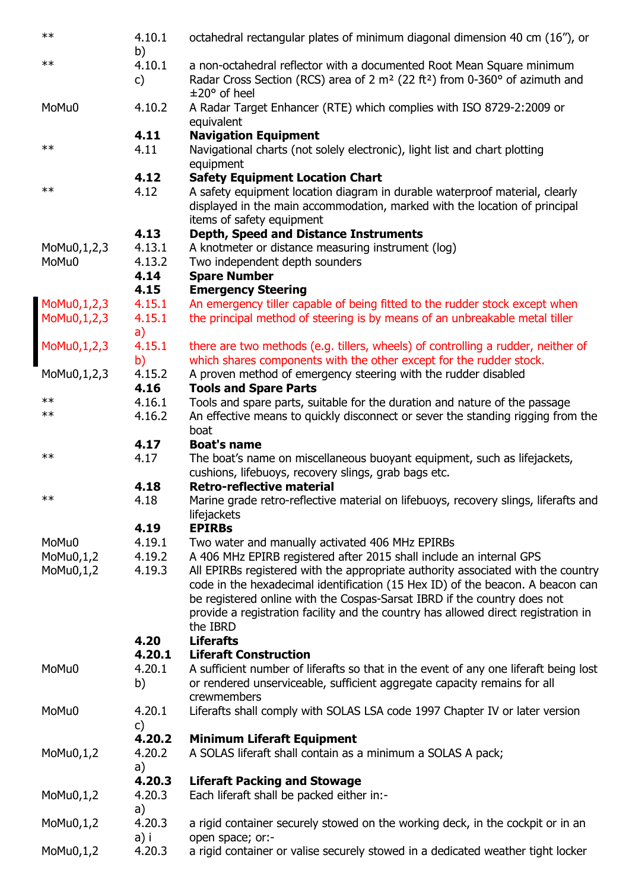| | | |
|---|---|---|
| ** | 4.10.1 b) | octahedral rectangular plates of minimum diagonal dimension 40 cm (16”), or |
| ** | 4.10.1 c) | a non-octahedral reflector with a documented Root Mean Square minimum Radar Cross Section (RCS) area of 2 m² (22 ft²) from 0-360° of azimuth and ±20° of heel |
| MoMu0 | 4.10.2 | A Radar Target Enhancer (RTE) which complies with ISO 8729-2:2009 or equivalent |
| | **4.11** | **Navigation Equipment** |
| ** | 4.11 | Navigational charts (not solely electronic), light list and chart plotting equipment |
| | **4.12** | **Safety Equipment Location Chart** |
| ** | 4.12 | A safety equipment location diagram in durable waterproof material, clearly displayed in the main accommodation, marked with the location of principal items of safety equipment |
| | **4.13** | **Depth, Speed and Distance Instruments** |
| MoMu0,1,2,3 | 4.13.1 | A knotmeter or distance measuring instrument (log) |
| MoMu0 | 4.13.2 | Two independent depth sounders |
| | **4.14** | **Spare Number** |
| | **4.15** | **Emergency Steering** |
| MoMu0,1,2,3 | 4.15.1 | An emergency tiller capable of being fitted to the rudder stock except when |
| MoMu0,1,2,3 | 4.15.1 a) | the principal method of steering is by means of an unbreakable metal tiller |
| MoMu0,1,2,3 | 4.15.1 b) | there are two methods (e.g. tillers, wheels) of controlling a rudder, neither of which shares components with the other except for the rudder stock. |
| MoMu0,1,2,3 | 4.15.2 | A proven method of emergency steering with the rudder disabled |
| | **4.16** | **Tools and Spare Parts** |
| ** | 4.16.1 | Tools and spare parts, suitable for the duration and nature of the passage |
| ** | 4.16.2 | An effective means to quickly disconnect or sever the standing rigging from the boat |
| | **4.17** | **Boat's name** |
| ** | 4.17 | The boat’s name on miscellaneous buoyant equipment, such as lifejackets, cushions, lifebuoys, recovery slings, grab bags etc. |
| | **4.18** | **Retro-reflective material** |
| ** | 4.18 | Marine grade retro-reflective material on lifebuoys, recovery slings, liferafts and lifejackets |
| | **4.19** | **EPIRBs** |
| MoMu0 | 4.19.1 | Two water and manually activated 406 MHz EPIRBs |
| MoMu0,1,2 | 4.19.2 | A 406 MHz EPIRB registered after 2015 shall include an internal GPS |
| MoMu0,1,2 | 4.19.3 | All EPIRBs registered with the appropriate authority associated with the country code in the hexadecimal identification (15 Hex ID) of the beacon. A beacon can be registered online with the Cospas-Sarsat IBRD if the country does not provide a registration facility and the country has allowed direct registration in the IBRD |
| | **4.20** | **Liferafts** |
| | **4.20.1** | **Liferaft Construction** |
| MoMu0 | 4.20.1 b) | A sufficient number of liferafts so that in the event of any one liferaft being lost or rendered unserviceable, sufficient aggregate capacity remains for all crewmembers |
| MoMu0 | 4.20.1 c) | Liferafts shall comply with SOLAS LSA code 1997 Chapter IV or later version |
| | **4.20.2** | **Minimum Liferaft Equipment** |
| MoMu0,1,2 | 4.20.2 a) | A SOLAS liferaft shall contain as a minimum a SOLAS A pack; |
| | **4.20.3** | **Liferaft Packing and Stowage** |
| MoMu0,1,2 | 4.20.3 a) | Each liferaft shall be packed either in:- |
| MoMu0,1,2 | 4.20.3 a) i | a rigid container securely stowed on the working deck, in the cockpit or in an open space; or:- |
| MoMu0,1,2 | 4.20.3 | a rigid container or valise securely stowed in a dedicated weather tight locker |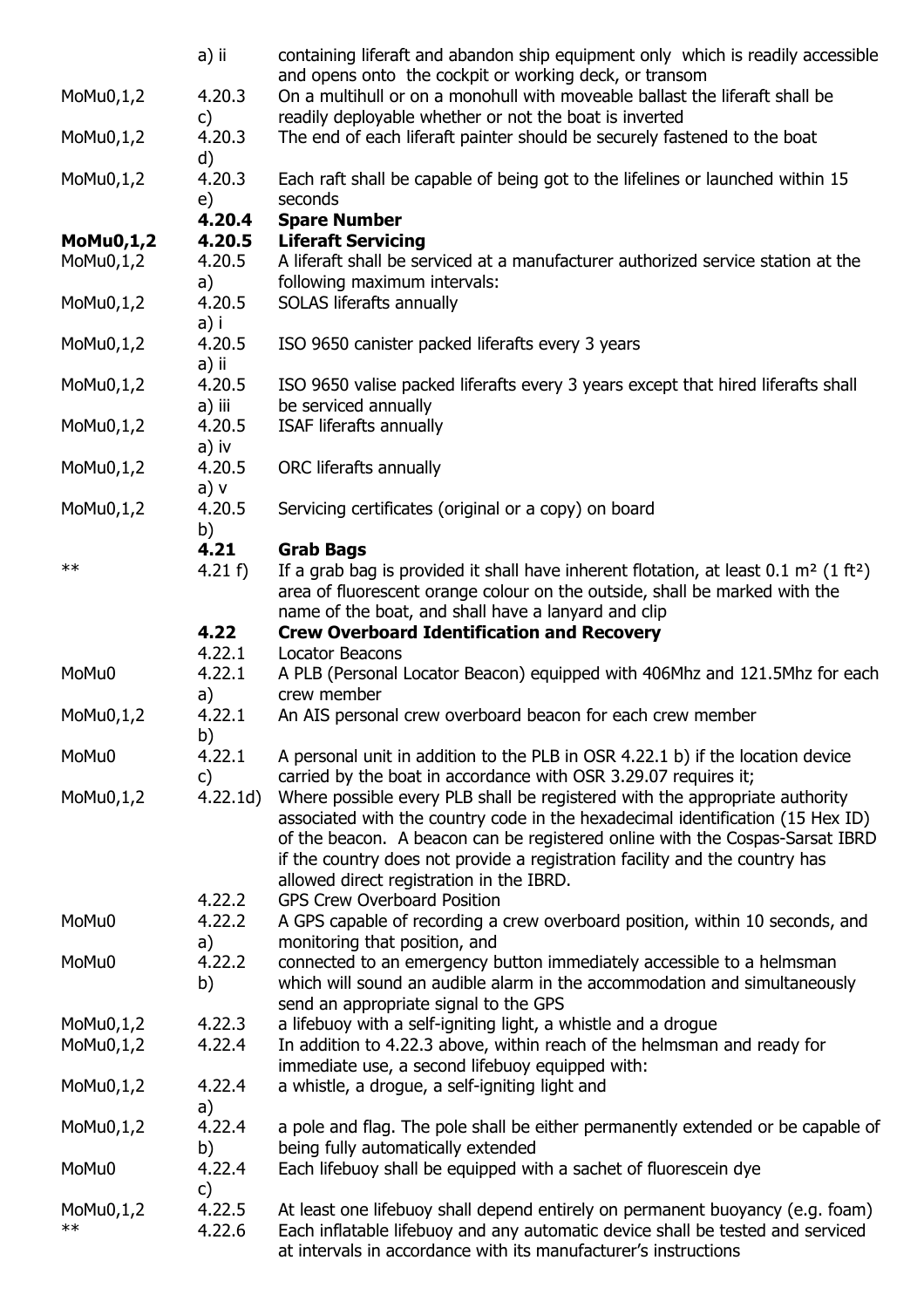| | | |
|---|---|---|
| | a) ii | containing liferaft and abandon ship equipment only which is readily accessible and opens onto the cockpit or working deck, or transom |
| MoMu0,1,2 | 4.20.3 c) | On a multihull or on a monohull with moveable ballast the liferaft shall be readily deployable whether or not the boat is inverted |
| MoMu0,1,2 | 4.20.3 d) | The end of each liferaft painter should be securely fastened to the boat |
| MoMu0,1,2 | 4.20.3 e) | Each raft shall be capable of being got to the lifelines or launched within 15 seconds |
| | **4.20.4** | **Spare Number** |
| **MoMu0,1,2** | **4.20.5** | **Liferaft Servicing** |
| MoMu0,1,2 | 4.20.5 a) | A liferaft shall be serviced at a manufacturer authorized service station at the following maximum intervals: |
| MoMu0,1,2 | 4.20.5 a) i | SOLAS liferafts annually |
| MoMu0,1,2 | 4.20.5 a) ii | ISO 9650 canister packed liferafts every 3 years |
| MoMu0,1,2 | 4.20.5 a) iii | ISO 9650 valise packed liferafts every 3 years except that hired liferafts shall be serviced annually |
| MoMu0,1,2 | 4.20.5 a) iv | ISAF liferafts annually |
| MoMu0,1,2 | 4.20.5 a) v | ORC liferafts annually |
| MoMu0,1,2 | 4.20.5 b) | Servicing certificates (original or a copy) on board |
| | **4.21** | **Grab Bags** |
| ** | 4.21 f) | If a grab bag is provided it shall have inherent flotation, at least 0.1 m² (1 ft²) area of fluorescent orange colour on the outside, shall be marked with the name of the boat, and shall have a lanyard and clip |
| | **4.22** | **Crew Overboard Identification and Recovery** |
| | 4.22.1 | Locator Beacons |
| MoMu0 | 4.22.1 a) | A PLB (Personal Locator Beacon) equipped with 406Mhz and 121.5Mhz for each crew member |
| MoMu0,1,2 | 4.22.1 b) | An AIS personal crew overboard beacon for each crew member |
| MoMu0 | 4.22.1 c) | A personal unit in addition to the PLB in OSR 4.22.1 b) if the location device carried by the boat in accordance with OSR 3.29.07 requires it; |
| MoMu0,1,2 | 4.22.1d) | Where possible every PLB shall be registered with the appropriate authority associated with the country code in the hexadecimal identification (15 Hex ID) of the beacon. A beacon can be registered online with the Cospas-Sarsat IBRD if the country does not provide a registration facility and the country has allowed direct registration in the IBRD. |
| | 4.22.2 | GPS Crew Overboard Position |
| MoMu0 | 4.22.2 a) | A GPS capable of recording a crew overboard position, within 10 seconds, and monitoring that position, and |
| MoMu0 | 4.22.2 b) | connected to an emergency button immediately accessible to a helmsman which will sound an audible alarm in the accommodation and simultaneously send an appropriate signal to the GPS |
| MoMu0,1,2 | 4.22.3 | a lifebuoy with a self-igniting light, a whistle and a drogue |
| MoMu0,1,2 | 4.22.4 | In addition to 4.22.3 above, within reach of the helmsman and ready for immediate use, a second lifebuoy equipped with: |
| MoMu0,1,2 | 4.22.4 a) | a whistle, a drogue, a self-igniting light and |
| MoMu0,1,2 | 4.22.4 b) | a pole and flag. The pole shall be either permanently extended or be capable of being fully automatically extended |
| MoMu0 | 4.22.4 c) | Each lifebuoy shall be equipped with a sachet of fluorescein dye |
| MoMu0,1,2 | 4.22.5 | At least one lifebuoy shall depend entirely on permanent buoyancy (e.g. foam) |
| ** | 4.22.6 | Each inflatable lifebuoy and any automatic device shall be tested and serviced at intervals in accordance with its manufacturer's instructions |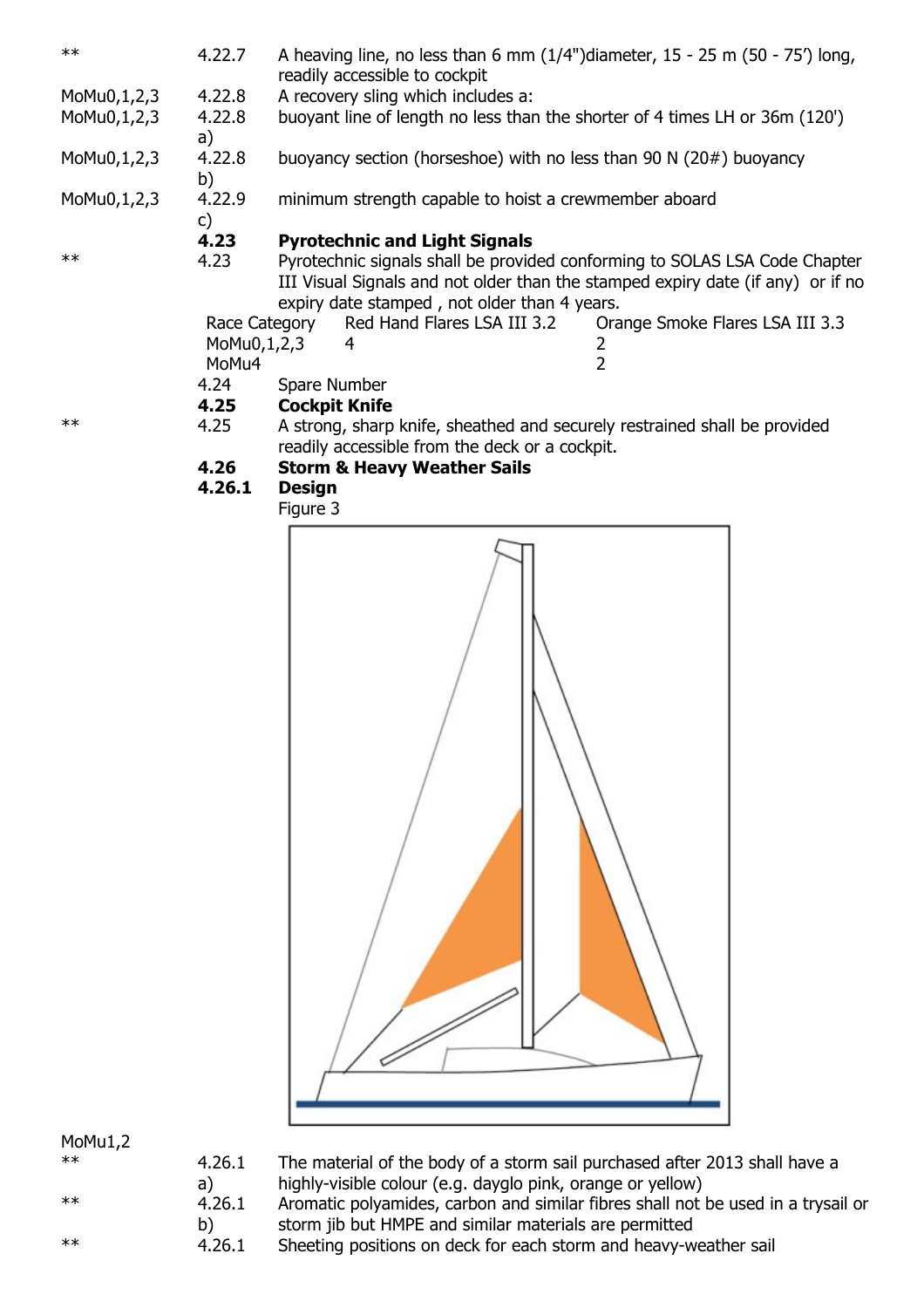| | | |
|---|---|---|
| ** | 4.22.7 | A heaving line, no less than 6 mm (1/4")diameter, 15 - 25 m (50 - 75') long, readily accessible to cockpit |
| MoMu0,1,2,3 | 4.22.8 | A recovery sling which includes a: |
| MoMu0,1,2,3 | 4.22.8 a) | buoyant line of length no less than the shorter of 4 times LH or 36m (120') |
| MoMu0,1,2,3 | 4.22.8 b) | buoyancy section (horseshoe) with no less than 90 N (20#) buoyancy |
| MoMu0,1,2,3 | 4.22.9 c) | minimum strength capable to hoist a crewmember aboard |

**4.23 Pyrotechnic and Light Signals**

| | | |
|---|---|---|
| ** | 4.23 | Pyrotechnic signals shall be provided conforming to SOLAS LSA Code Chapter III Visual Signals and not older than the stamped expiry date (if any) or if no expiry date stamped , not older than 4 years. |

| Race Category | Red Hand Flares LSA III 3.2 | Orange Smoke Flares LSA III 3.3 |
|---|---|---|
| MoMu0,1,2,3 | 4 | 2 |
| MoMu4 | | 2 |

4.24 Spare Number

**4.25 Cockpit Knife**

| | | |
|---|---|---|
| ** | 4.25 | A strong, sharp knife, sheathed and securely restrained shall be provided readily accessible from the deck or a cockpit. |

**4.26 Storm & Heavy Weather Sails**

**4.26.1 Design**

Figure 3

| | | |
|---|---|---|
| MoMu1,2 | | |
| ** | 4.26.1 a) | The material of the body of a storm sail purchased after 2013 shall have a highly-visible colour (e.g. dayglo pink, orange or yellow) |
| ** | 4.26.1 b) | Aromatic polyamides, carbon and similar fibres shall not be used in a trysail or storm jib but HMPE and similar materials are permitted |
| ** | 4.26.1 | Sheeting positions on deck for each storm and heavy-weather sail |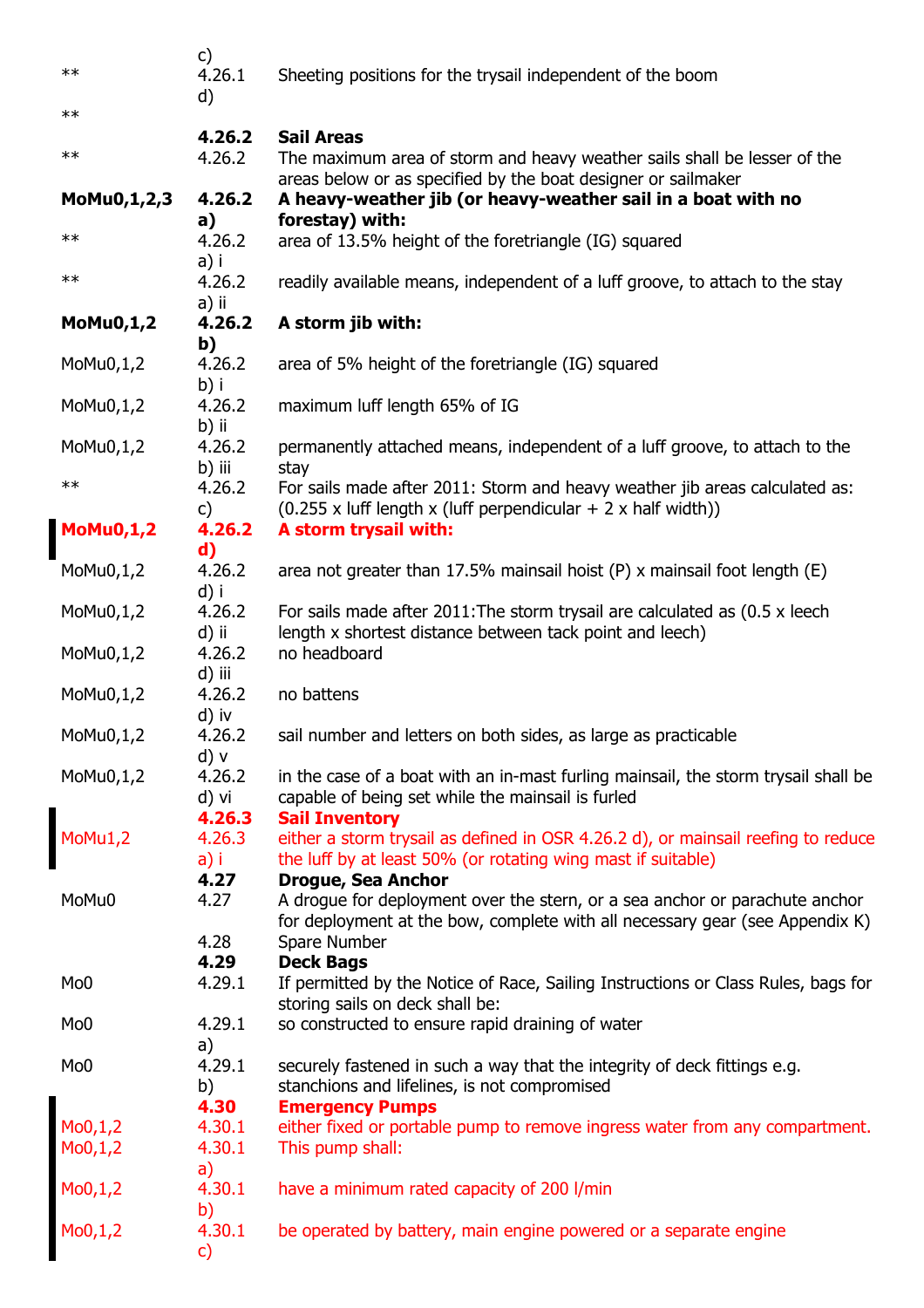| | | |
|---|---|---|
| | c) | |
| ** | 4.26.1 d) | Sheeting positions for the trysail independent of the boom |
| ** | | |
| | **4.26.2** | **Sail Areas** |
| ** | 4.26.2 | The maximum area of storm and heavy weather sails shall be lesser of the areas below or as specified by the boat designer or sailmaker |
| **MoMu0,1,2,3** | **4.26.2 a)** | **A heavy-weather jib (or heavy-weather sail in a boat with no forestay) with:** |
| ** | 4.26.2 a) i | area of 13.5% height of the foretriangle (IG) squared |
| ** | 4.26.2 a) ii | readily available means, independent of a luff groove, to attach to the stay |
| **MoMu0,1,2** | **4.26.2 b)** | **A storm jib with:** |
| MoMu0,1,2 | 4.26.2 b) i | area of 5% height of the foretriangle (IG) squared |
| MoMu0,1,2 | 4.26.2 b) ii | maximum luff length 65% of IG |
| MoMu0,1,2 | 4.26.2 b) iii | permanently attached means, independent of a luff groove, to attach to the stay |
| ** | 4.26.2 c) | For sails made after 2011: Storm and heavy weather jib areas calculated as: (0.255 x luff length x (luff perpendicular + 2 x half width)) |
| **MoMu0,1,2** | **4.26.2 d)** | **A storm trysail with:** |
| MoMu0,1,2 | 4.26.2 d) i | area not greater than 17.5% mainsail hoist (P) x mainsail foot length (E) |
| MoMu0,1,2 | 4.26.2 d) ii | For sails made after 2011:The storm trysail are calculated as (0.5 x leech length x shortest distance between tack point and leech) |
| MoMu0,1,2 | 4.26.2 d) iii | no headboard |
| MoMu0,1,2 | 4.26.2 d) iv | no battens |
| MoMu0,1,2 | 4.26.2 d) v | sail number and letters on both sides, as large as practicable |
| MoMu0,1,2 | 4.26.2 d) vi | in the case of a boat with an in-mast furling mainsail, the storm trysail shall be capable of being set while the mainsail is furled |
| | **4.26.3** | **Sail Inventory** |
| MoMu1,2 | 4.26.3 a) i | either a storm trysail as defined in OSR 4.26.2 d), or mainsail reefing to reduce the luff by at least 50% (or rotating wing mast if suitable) |
| | **4.27** | **Drogue, Sea Anchor** |
| MoMu0 | 4.27 | A drogue for deployment over the stern, or a sea anchor or parachute anchor for deployment at the bow, complete with all necessary gear (see Appendix K) |
| | 4.28 | Spare Number |
| | **4.29** | **Deck Bags** |
| Mo0 | 4.29.1 | If permitted by the Notice of Race, Sailing Instructions or Class Rules, bags for storing sails on deck shall be: |
| Mo0 | 4.29.1 a) | so constructed to ensure rapid draining of water |
| Mo0 | 4.29.1 b) | securely fastened in such a way that the integrity of deck fittings e.g. stanchions and lifelines, is not compromised |
| | **4.30** | **Emergency Pumps** |
| Mo0,1,2 | 4.30.1 | either fixed or portable pump to remove ingress water from any compartment. |
| Mo0,1,2 | 4.30.1 a) | This pump shall: |
| Mo0,1,2 | 4.30.1 b) | have a minimum rated capacity of 200 l/min |
| Mo0,1,2 | 4.30.1 c) | be operated by battery, main engine powered or a separate engine |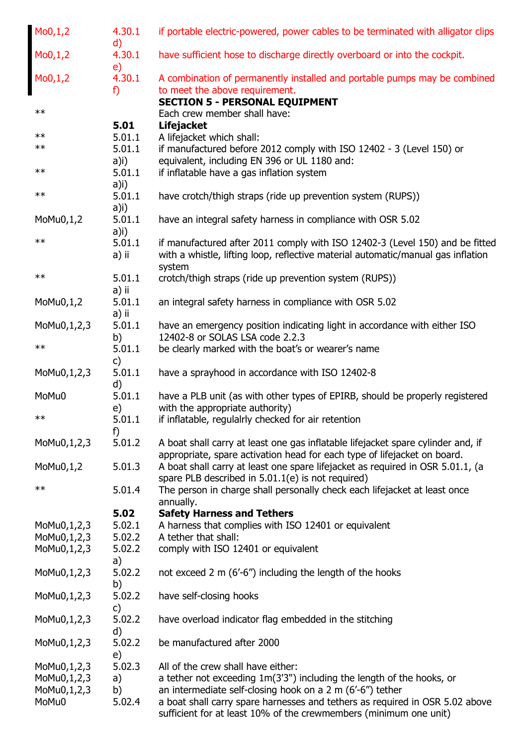| | | |
|---|---|---|
| Mo0,1,2 | 4.30.1 d) | if portable electric-powered, power cables to be terminated with alligator clips |
| Mo0,1,2 | 4.30.1 e) | have sufficient hose to discharge directly overboard or into the cockpit. |
| Mo0,1,2 | 4.30.1 f) | A combination of permanently installed and portable pumps may be combined to meet the above requirement. |
| | | **SECTION 5 - PERSONAL EQUIPMENT** |
| ** | | Each crew member shall have: |
| | **5.01** | **Lifejacket** |
| ** | 5.01.1 | A lifejacket which shall: |
| ** | 5.01.1 a)i) | if manufactured before 2012 comply with ISO 12402 - 3 (Level 150) or equivalent, including EN 396 or UL 1180 and: |
| ** | 5.01.1 a)i) | if inflatable have a gas inflation system |
| ** | 5.01.1 a)i) | have crotch/thigh straps (ride up prevention system (RUPS)) |
| MoMu0,1,2 | 5.01.1 a)i) | have an integral safety harness in compliance with OSR 5.02 |
| ** | 5.01.1 a) ii | if manufactured after 2011 comply with ISO 12402-3 (Level 150) and be fitted with a whistle, lifting loop, reflective material automatic/manual gas inflation system |
| ** | 5.01.1 a) ii | crotch/thigh straps (ride up prevention system (RUPS)) |
| MoMu0,1,2 | 5.01.1 a) ii | an integral safety harness in compliance with OSR 5.02 |
| MoMu0,1,2,3 | 5.01.1 b) | have an emergency position indicating light in accordance with either ISO 12402-8 or SOLAS LSA code 2.2.3 |
| ** | 5.01.1 c) | be clearly marked with the boat's or wearer's name |
| MoMu0,1,2,3 | 5.01.1 d) | have a sprayhood in accordance with ISO 12402-8 |
| MoMu0 | 5.01.1 e) | have a PLB unit (as with other types of EPIRB, should be properly registered with the appropriate authority) |
| ** | 5.01.1 f) | if inflatable, regulalrly checked for air retention |
| MoMu0,1,2,3 | 5.01.2 | A boat shall carry at least one gas inflatable lifejacket spare cylinder and, if appropriate, spare activation head for each type of lifejacket on board. |
| MoMu0,1,2 | 5.01.3 | A boat shall carry at least one spare lifejacket as required in OSR 5.01.1, (a spare PLB described in 5.01.1(e) is not required) |
| ** | 5.01.4 | The person in charge shall personally check each lifejacket at least once annually. |
| | **5.02** | **Safety Harness and Tethers** |
| MoMu0,1,2,3 | 5.02.1 | A harness that complies with ISO 12401 or equivalent |
| MoMu0,1,2,3 | 5.02.2 | A tether that shall: |
| MoMu0,1,2,3 | 5.02.2 a) | comply with ISO 12401 or equivalent |
| MoMu0,1,2,3 | 5.02.2 b) | not exceed 2 m (6'-6") including the length of the hooks |
| MoMu0,1,2,3 | 5.02.2 c) | have self-closing hooks |
| MoMu0,1,2,3 | 5.02.2 d) | have overload indicator flag embedded in the stitching |
| MoMu0,1,2,3 | 5.02.2 e) | be manufactured after 2000 |
| MoMu0,1,2,3 | 5.02.3 | All of the crew shall have either: |
| MoMu0,1,2,3 | a) | a tether not exceeding 1m(3'3") including the length of the hooks, or |
| MoMu0,1,2,3 | b) | an intermediate self-closing hook on a 2 m (6'-6") tether |
| MoMu0 | 5.02.4 | a boat shall carry spare harnesses and tethers as required in OSR 5.02 above sufficient for at least 10% of the crewmembers (minimum one unit) |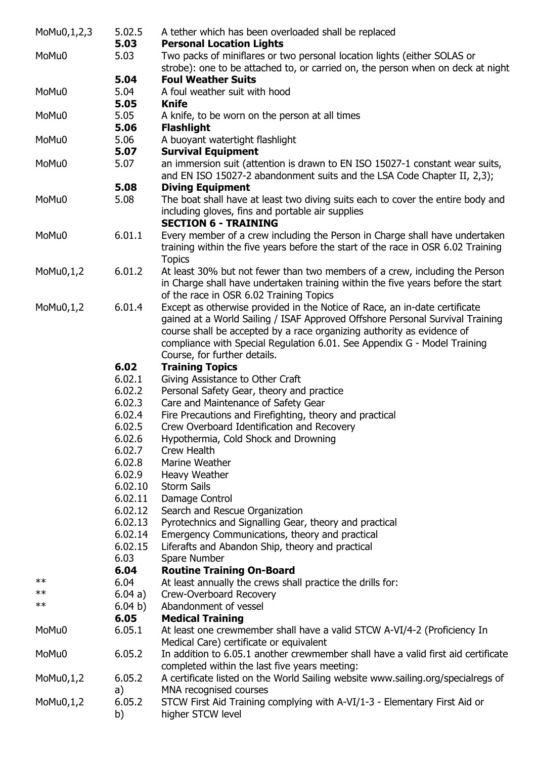| | | |
|---|---|---|
| MoMu0,1,2,3 | 5.02.5 | A tether which has been overloaded shall be replaced |
| | **5.03** | **Personal Location Lights** |
| MoMu0 | 5.03 | Two packs of miniflares or two personal location lights (either SOLAS or strobe): one to be attached to, or carried on, the person when on deck at night |
| | **5.04** | **Foul Weather Suits** |
| MoMu0 | 5.04 | A foul weather suit with hood |
| | **5.05** | **Knife** |
| MoMu0 | 5.05 | A knife, to be worn on the person at all times |
| | **5.06** | **Flashlight** |
| MoMu0 | 5.06 | A buoyant watertight flashlight |
| | **5.07** | **Survival Equipment** |
| MoMu0 | 5.07 | an immersion suit (attention is drawn to EN ISO 15027-1 constant wear suits, and EN ISO 15027-2 abandonment suits and the LSA Code Chapter II, 2,3); |
| | **5.08** | **Diving Equipment** |
| MoMu0 | 5.08 | The boat shall have at least two diving suits each to cover the entire body and including gloves, fins and portable air supplies |
| | | **SECTION 6 - TRAINING** |
| MoMu0 | 6.01.1 | Every member of a crew including the Person in Charge shall have undertaken training within the five years before the start of the race in OSR 6.02 Training Topics |
| MoMu0,1,2 | 6.01.2 | At least 30% but not fewer than two members of a crew, including the Person in Charge shall have undertaken training within the five years before the start of the race in OSR 6.02 Training Topics |
| MoMu0,1,2 | 6.01.4 | Except as otherwise provided in the Notice of Race, an in-date certificate gained at a World Sailing / ISAF Approved Offshore Personal Survival Training course shall be accepted by a race organizing authority as evidence of compliance with Special Regulation 6.01. See Appendix G - Model Training Course, for further details. |
| | **6.02** | **Training Topics** |
| | 6.02.1 | Giving Assistance to Other Craft |
| | 6.02.2 | Personal Safety Gear, theory and practice |
| | 6.02.3 | Care and Maintenance of Safety Gear |
| | 6.02.4 | Fire Precautions and Firefighting, theory and practical |
| | 6.02.5 | Crew Overboard Identification and Recovery |
| | 6.02.6 | Hypothermia, Cold Shock and Drowning |
| | 6.02.7 | Crew Health |
| | 6.02.8 | Marine Weather |
| | 6.02.9 | Heavy Weather |
| | 6.02.10 | Storm Sails |
| | 6.02.11 | Damage Control |
| | 6.02.12 | Search and Rescue Organization |
| | 6.02.13 | Pyrotechnics and Signalling Gear, theory and practical |
| | 6.02.14 | Emergency Communications, theory and practical |
| | 6.02.15 | Liferafts and Abandon Ship, theory and practical |
| | 6.03 | Spare Number |
| | **6.04** | **Routine Training On-Board** |
| ** | 6.04 | At least annually the crews shall practice the drills for: |
| ** | 6.04 a) | Crew-Overboard Recovery |
| ** | 6.04 b) | Abandonment of vessel |
| | **6.05** | **Medical Training** |
| MoMu0 | 6.05.1 | At least one crewmember shall have a valid STCW A-VI/4-2 (Proficiency In Medical Care) certificate or equivalent |
| MoMu0 | 6.05.2 | In addition to 6.05.1 another crewmember shall have a valid first aid certificate completed within the last five years meeting: |
| MoMu0,1,2 | 6.05.2 a) | A certificate listed on the World Sailing website www.sailing.org/specialregs of MNA recognised courses |
| MoMu0,1,2 | 6.05.2 b) | STCW First Aid Training complying with A-VI/1-3 - Elementary First Aid or higher STCW level |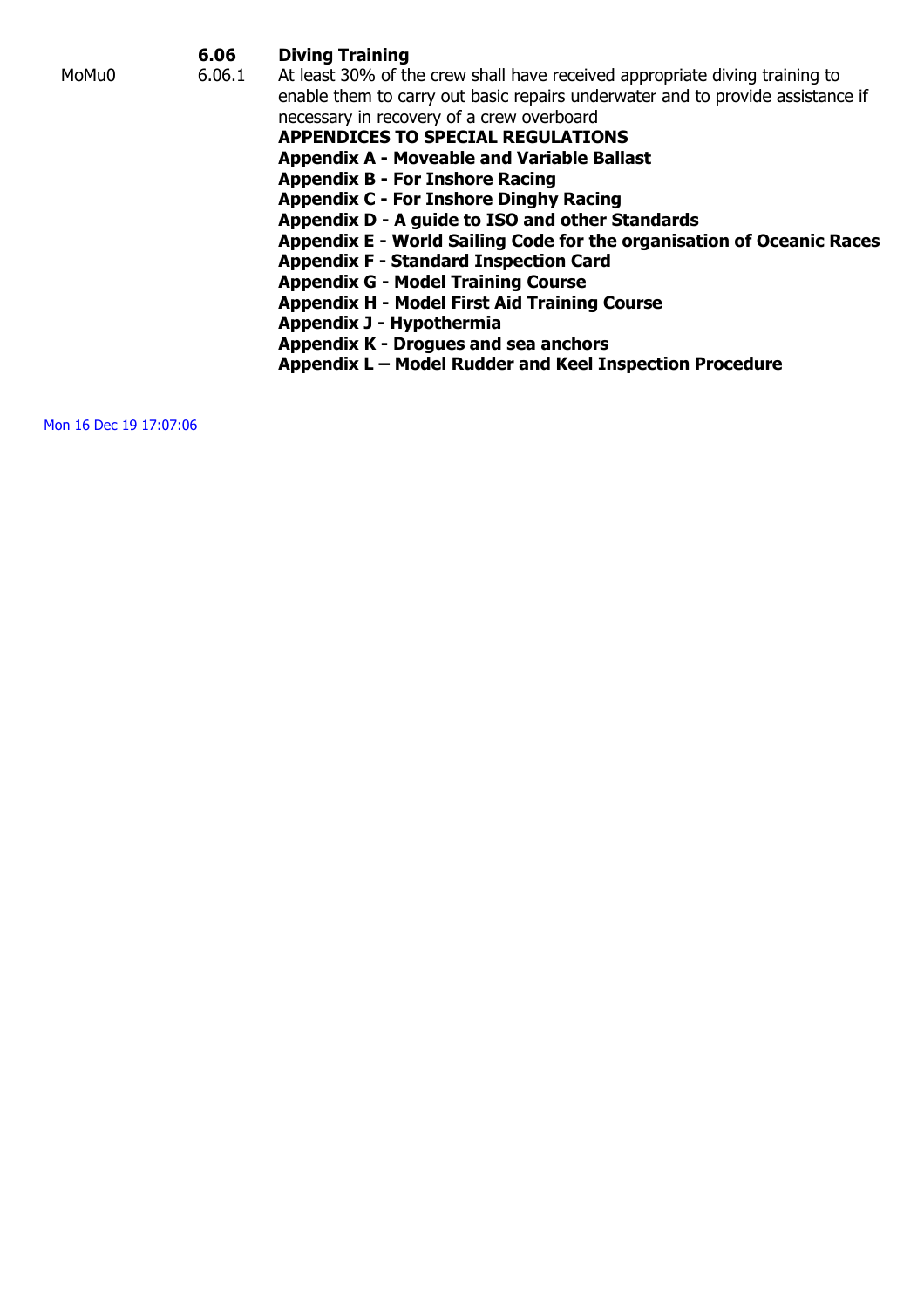**6.06 Diving Training**

MoMu0 6.06.1 At least 30% of the crew shall have received appropriate diving training to enable them to carry out basic repairs underwater and to provide assistance if necessary in recovery of a crew overboard

**APPENDICES TO SPECIAL REGULATIONS**

**Appendix A - Moveable and Variable Ballast**

**Appendix B - For Inshore Racing**

**Appendix C - For Inshore Dinghy Racing**

**Appendix D - A guide to ISO and other Standards**

**Appendix E - World Sailing Code for the organisation of Oceanic Races**

**Appendix F - Standard Inspection Card**

**Appendix G - Model Training Course**

**Appendix H - Model First Aid Training Course**

**Appendix J - Hypothermia**

**Appendix K - Drogues and sea anchors**

**Appendix L – Model Rudder and Keel Inspection Procedure**

Mon 16 Dec 19 17:07:06